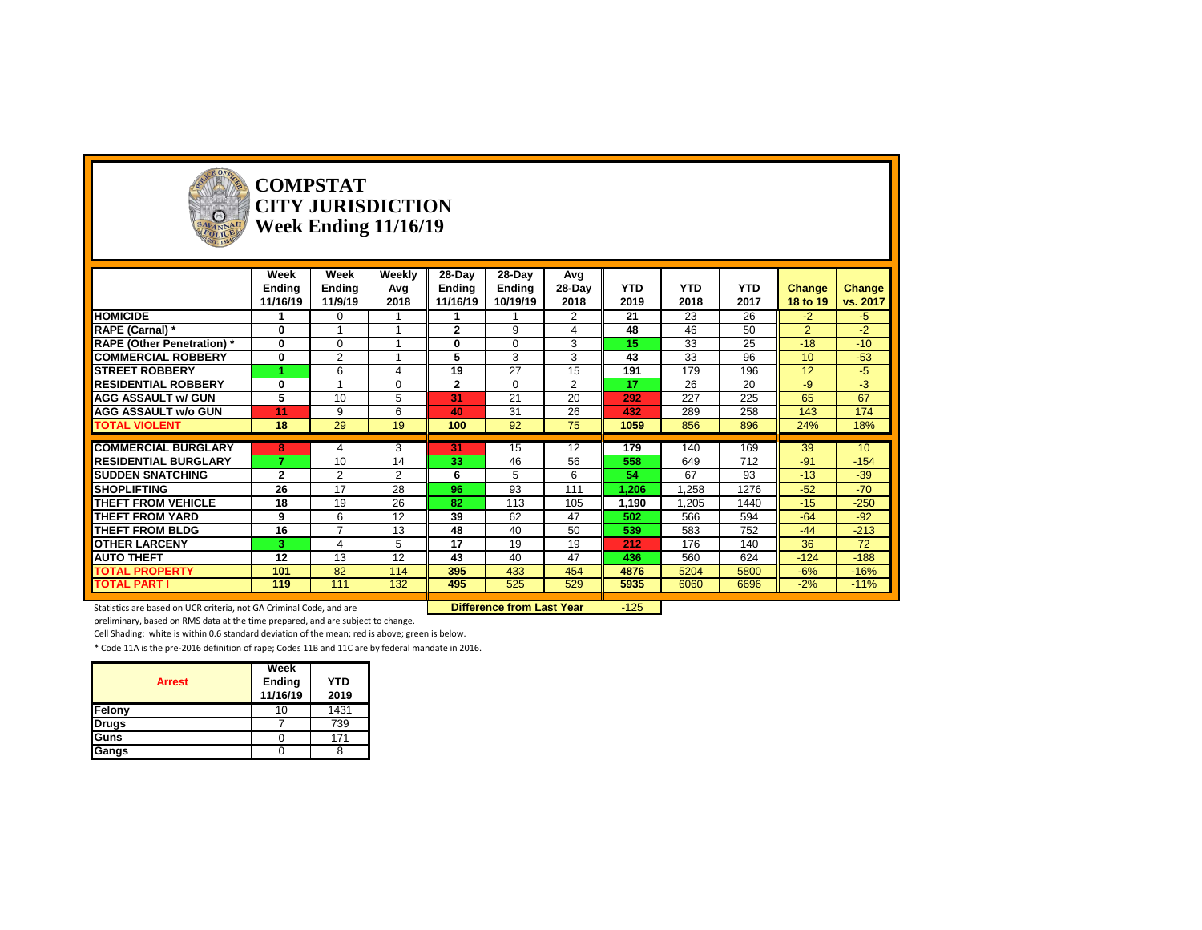# COMPSTAT
## CITY JURISDICTION
## Week Ending 11/16/19

| | Week Ending 11/16/19 | Week Ending 11/9/19 | Weekly Avg 2018 | 28-Day Ending 11/16/19 | 28-Day Ending 10/19/19 | Avg 28-Day 2018 | YTD 2019 | YTD 2018 | YTD 2017 | Change 18 to 19 | Change vs. 2017 |
|---|---|---|---|---|---|---|---|---|---|---|---|
| **HOMICIDE** | 1 | 0 | 1 | 1 | 1 | 2 | 21 | 23 | 26 | -2 | -5 |
| **RAPE (Carnal) *** | 0 | 1 | 1 | 2 | 9 | 4 | 48 | 46 | 50 | 2 | -2 |
| **RAPE (Other Penetration) *** | 0 | 0 | 1 | 0 | 0 | 3 | 15 | 33 | 25 | -18 | -10 |
| **COMMERCIAL ROBBERY** | 0 | 2 | 1 | 5 | 3 | 3 | 43 | 33 | 96 | 10 | -53 |
| **STREET ROBBERY** | 1 | 6 | 4 | 19 | 27 | 15 | 191 | 179 | 196 | 12 | -5 |
| **RESIDENTIAL ROBBERY** | 0 | 1 | 0 | 2 | 0 | 2 | 17 | 26 | 20 | -9 | -3 |
| **AGG ASSAULT w/ GUN** | 5 | 10 | 5 | 31 | 21 | 20 | 292 | 227 | 225 | 65 | 67 |
| **AGG ASSAULT w/o GUN** | 11 | 9 | 6 | 40 | 31 | 26 | 432 | 289 | 258 | 143 | 174 |
| **TOTAL VIOLENT** | 18 | 29 | 19 | 100 | 92 | 75 | 1059 | 856 | 896 | 24% | 18% |
| **COMMERCIAL BURGLARY** | 8 | 4 | 3 | 31 | 15 | 12 | 179 | 140 | 169 | 39 | 10 |
| **RESIDENTIAL BURGLARY** | 7 | 10 | 14 | 33 | 46 | 56 | 558 | 649 | 712 | -91 | -154 |
| **SUDDEN SNATCHING** | 2 | 2 | 2 | 6 | 5 | 6 | 54 | 67 | 93 | -13 | -39 |
| **SHOPLIFTING** | 26 | 17 | 28 | 96 | 93 | 111 | 1,206 | 1,258 | 1276 | -52 | -70 |
| **THEFT FROM VEHICLE** | 18 | 19 | 26 | 82 | 113 | 105 | 1,190 | 1,205 | 1440 | -15 | -250 |
| **THEFT FROM YARD** | 9 | 6 | 12 | 39 | 62 | 47 | 502 | 566 | 594 | -64 | -92 |
| **THEFT FROM BLDG** | 16 | 7 | 13 | 48 | 40 | 50 | 539 | 583 | 752 | -44 | -213 |
| **OTHER LARCENY** | 3 | 4 | 5 | 17 | 19 | 19 | 212 | 176 | 140 | 36 | 72 |
| **AUTO THEFT** | 12 | 13 | 12 | 43 | 40 | 47 | 436 | 560 | 624 | -124 | -188 |
| **TOTAL PROPERTY** | 101 | 82 | 114 | 395 | 433 | 454 | 4876 | 5204 | 5800 | -6% | -16% |
| **TOTAL PART I** | 119 | 111 | 132 | 495 | 525 | 529 | 5935 | 6060 | 6696 | -2% | -11% |

**Difference from Last Year** -125

Statistics are based on UCR criteria, not GA Criminal Code, and are preliminary, based on RMS data at the time prepared, and are subject to change.

Cell Shading: white is within 0.6 standard deviation of the mean; red is above; green is below.

* Code 11A is the pre-2016 definition of rape; Codes 11B and 11C are by federal mandate in 2016.

| Arrest | Week Ending 11/16/19 | YTD 2019 |
|---|---|---|
| **Felony** | 10 | 1431 |
| **Drugs** | 7 | 739 |
| **Guns** | 0 | 171 |
| **Gangs** | 0 | 8 |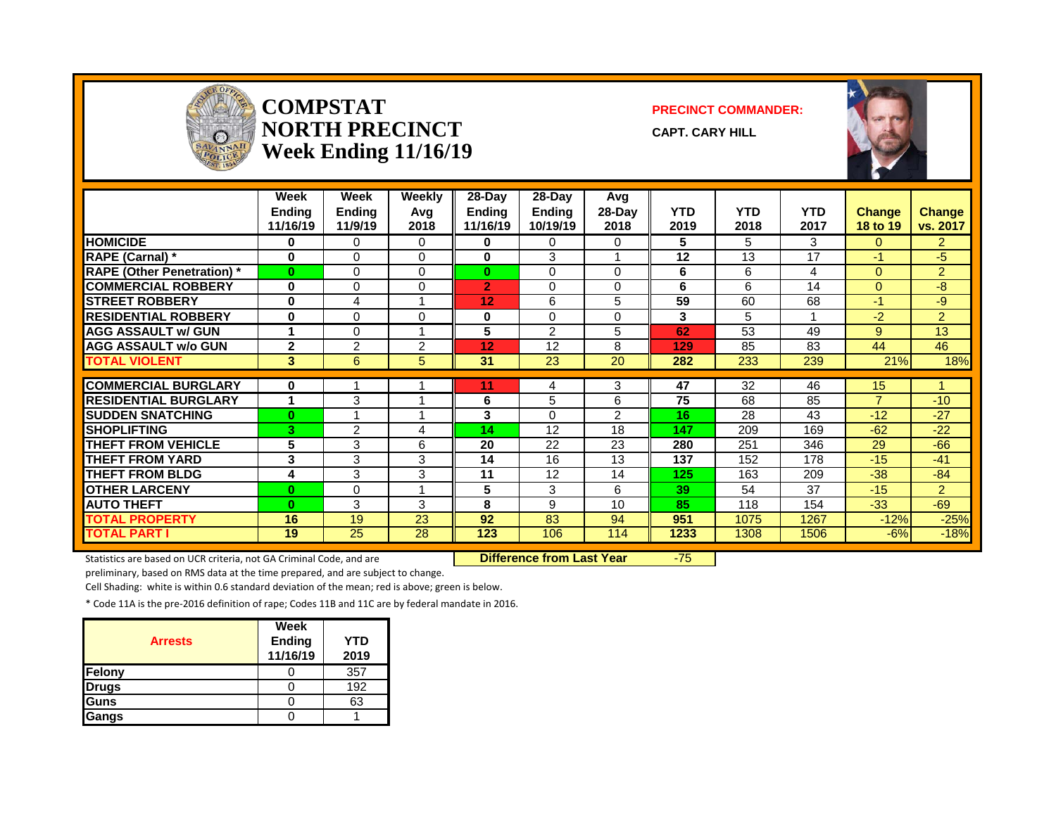# COMPSTAT NORTH PRECINCT Week Ending 11/16/19

**PRECINCT COMMANDER:**

**CAPT. CARY HILL**

| | Week Ending 11/16/19 | Week Ending 11/9/19 | Weekly Avg 2018 | 28-Day Ending 11/16/19 | 28-Day Ending 10/19/19 | Avg 28-Day 2018 | YTD 2019 | YTD 2018 | YTD 2017 | Change 18 to 19 | Change vs. 2017 |
|---|---|---|---|---|---|---|---|---|---|---|---|
| HOMICIDE | 0 | 0 | 0 | 0 | 0 | 0 | 5 | 5 | 3 | 0 | 2 |
| RAPE (Carnal) * | 0 | 0 | 0 | 0 | 3 | 1 | 12 | 13 | 17 | -1 | -5 |
| RAPE (Other Penetration) * | 0 | 0 | 0 | 0 | 0 | 0 | 6 | 6 | 4 | 0 | 2 |
| COMMERCIAL ROBBERY | 0 | 0 | 0 | 2 | 0 | 0 | 6 | 6 | 14 | 0 | -8 |
| STREET ROBBERY | 0 | 4 | 1 | 12 | 6 | 5 | 59 | 60 | 68 | -1 | -9 |
| RESIDENTIAL ROBBERY | 0 | 0 | 0 | 0 | 0 | 0 | 3 | 5 | 1 | -2 | 2 |
| AGG ASSAULT w/ GUN | 1 | 0 | 1 | 5 | 2 | 5 | 62 | 53 | 49 | 9 | 13 |
| AGG ASSAULT w/o GUN | 2 | 2 | 2 | 12 | 12 | 8 | 129 | 85 | 83 | 44 | 46 |
| TOTAL VIOLENT | 3 | 6 | 5 | 31 | 23 | 20 | 282 | 233 | 239 | 21% | 18% |
| COMMERCIAL BURGLARY | 0 | 1 | 1 | 11 | 4 | 3 | 47 | 32 | 46 | 15 | 1 |
| RESIDENTIAL BURGLARY | 1 | 3 | 1 | 6 | 5 | 6 | 75 | 68 | 85 | 7 | -10 |
| SUDDEN SNATCHING | 0 | 1 | 1 | 3 | 0 | 2 | 16 | 28 | 43 | -12 | -27 |
| SHOPLIFTING | 3 | 2 | 4 | 14 | 12 | 18 | 147 | 209 | 169 | -62 | -22 |
| THEFT FROM VEHICLE | 5 | 3 | 6 | 20 | 22 | 23 | 280 | 251 | 346 | 29 | -66 |
| THEFT FROM YARD | 3 | 3 | 3 | 14 | 16 | 13 | 137 | 152 | 178 | -15 | -41 |
| THEFT FROM BLDG | 4 | 3 | 3 | 11 | 12 | 14 | 125 | 163 | 209 | -38 | -84 |
| OTHER LARCENY | 0 | 0 | 1 | 5 | 3 | 6 | 39 | 54 | 37 | -15 | 2 |
| AUTO THEFT | 0 | 3 | 3 | 8 | 9 | 10 | 85 | 118 | 154 | -33 | -69 |
| TOTAL PROPERTY | 16 | 19 | 23 | 92 | 83 | 94 | 951 | 1075 | 1267 | -12% | -25% |
| TOTAL PART I | 19 | 25 | 28 | 123 | 106 | 114 | 1233 | 1308 | 1506 | -6% | -18% |

Statistics are based on UCR criteria, not GA Criminal Code, and are preliminary, based on RMS data at the time prepared, and are subject to change.

**Difference from Last Year** -75

Cell Shading: white is within 0.6 standard deviation of the mean; red is above; green is below.

* Code 11A is the pre-2016 definition of rape; Codes 11B and 11C are by federal mandate in 2016.

| Arrests | Week Ending 11/16/19 | YTD 2019 |
|---|---|---|
| Felony | 0 | 357 |
| Drugs | 0 | 192 |
| Guns | 0 | 63 |
| Gangs | 0 | 1 |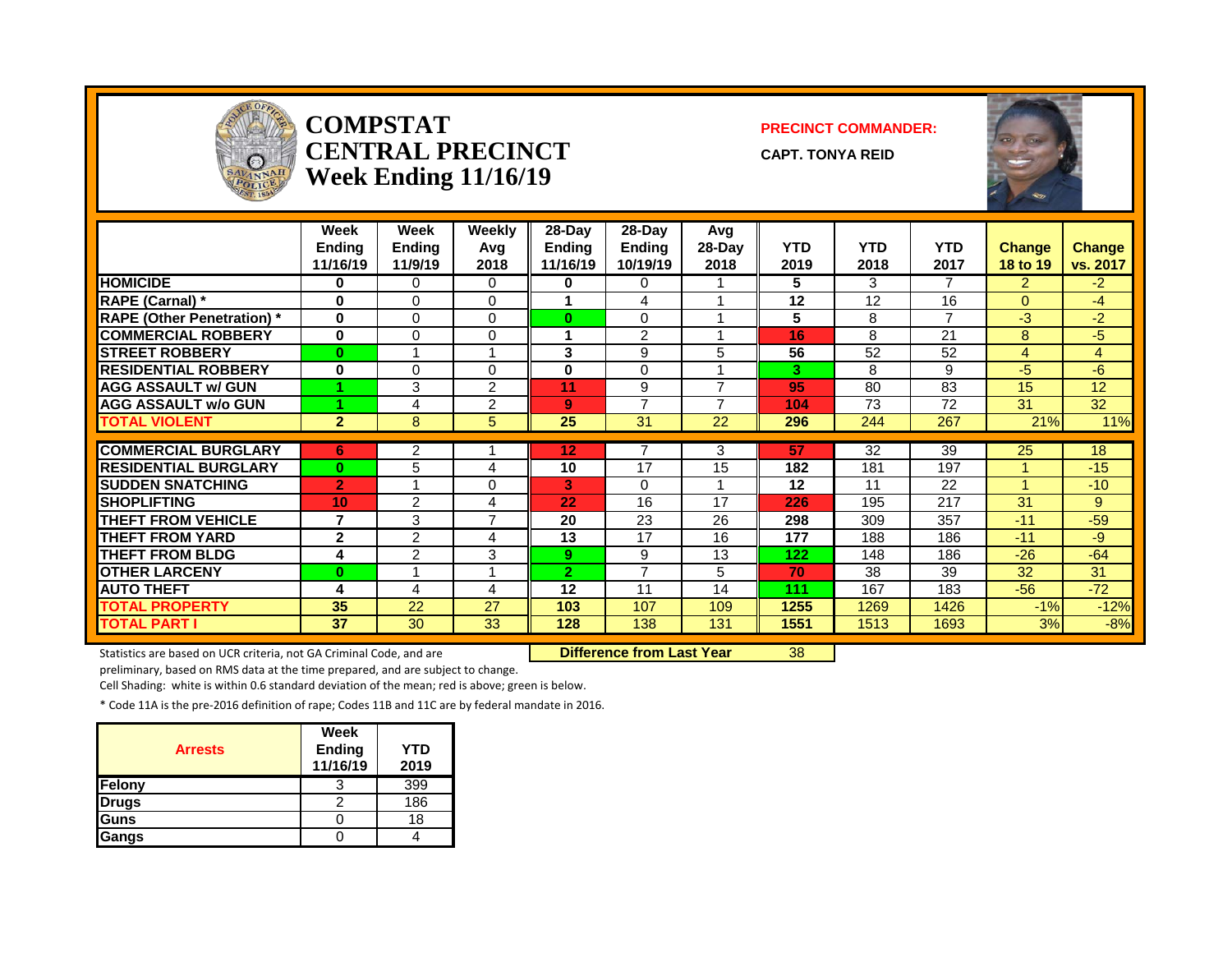# COMPSTAT
# CENTRAL PRECINCT
# Week Ending 11/16/19

**PRECINCT COMMANDER:**

**CAPT. TONYA REID**

| | Week Ending 11/16/19 | Week Ending 11/9/19 | Weekly Avg 2018 | 28-Day Ending 11/16/19 | 28-Day Ending 10/19/19 | Avg 28-Day 2018 | YTD 2019 | YTD 2018 | YTD 2017 | Change 18 to 19 | Change vs. 2017 |
|---|---|---|---|---|---|---|---|---|---|---|---|
| HOMICIDE | 0 | 0 | 0 | 0 | 0 | 1 | 5 | 3 | 7 | 2 | -2 |
| RAPE (Carnal) * | 0 | 0 | 0 | 1 | 4 | 1 | 12 | 12 | 16 | 0 | -4 |
| RAPE (Other Penetration) * | 0 | 0 | 0 | 0 | 0 | 1 | 5 | 8 | 7 | -3 | -2 |
| COMMERCIAL ROBBERY | 0 | 0 | 0 | 1 | 2 | 1 | 16 | 8 | 21 | 8 | -5 |
| STREET ROBBERY | 0 | 1 | 1 | 3 | 9 | 5 | 56 | 52 | 52 | 4 | 4 |
| RESIDENTIAL ROBBERY | 0 | 0 | 0 | 0 | 0 | 1 | 3 | 8 | 9 | -5 | -6 |
| AGG ASSAULT w/ GUN | 1 | 3 | 2 | 11 | 9 | 7 | 95 | 80 | 83 | 15 | 12 |
| AGG ASSAULT w/o GUN | 1 | 4 | 2 | 9 | 7 | 7 | 104 | 73 | 72 | 31 | 32 |
| TOTAL VIOLENT | 2 | 8 | 5 | 25 | 31 | 22 | 296 | 244 | 267 | 21% | 11% |
| COMMERCIAL BURGLARY | 6 | 2 | 1 | 12 | 7 | 3 | 57 | 32 | 39 | 25 | 18 |
| RESIDENTIAL BURGLARY | 0 | 5 | 4 | 10 | 17 | 15 | 182 | 181 | 197 | 1 | -15 |
| SUDDEN SNATCHING | 2 | 1 | 0 | 3 | 0 | 1 | 12 | 11 | 22 | 1 | -10 |
| SHOPLIFTING | 10 | 2 | 4 | 22 | 16 | 17 | 226 | 195 | 217 | 31 | 9 |
| THEFT FROM VEHICLE | 7 | 3 | 7 | 20 | 23 | 26 | 298 | 309 | 357 | -11 | -59 |
| THEFT FROM YARD | 2 | 2 | 4 | 13 | 17 | 16 | 177 | 188 | 186 | -11 | -9 |
| THEFT FROM BLDG | 4 | 2 | 3 | 9 | 9 | 13 | 122 | 148 | 186 | -26 | -64 |
| OTHER LARCENY | 0 | 1 | 1 | 2 | 7 | 5 | 70 | 38 | 39 | 32 | 31 |
| AUTO THEFT | 4 | 4 | 4 | 12 | 11 | 14 | 111 | 167 | 183 | -56 | -72 |
| TOTAL PROPERTY | 35 | 22 | 27 | 103 | 107 | 109 | 1255 | 1269 | 1426 | -1% | -12% |
| TOTAL PART I | 37 | 30 | 33 | 128 | 138 | 131 | 1551 | 1513 | 1693 | 3% | -8% |

**Difference from Last Year** 38

Statistics are based on UCR criteria, not GA Criminal Code, and are preliminary, based on RMS data at the time prepared, and are subject to change.

Cell Shading: white is within 0.6 standard deviation of the mean; red is above; green is below.

* Code 11A is the pre-2016 definition of rape; Codes 11B and 11C are by federal mandate in 2016.

| Arrests | Week Ending 11/16/19 | YTD 2019 |
|---|---|---|
| Felony | 3 | 399 |
| Drugs | 2 | 186 |
| Guns | 0 | 18 |
| Gangs | 0 | 4 |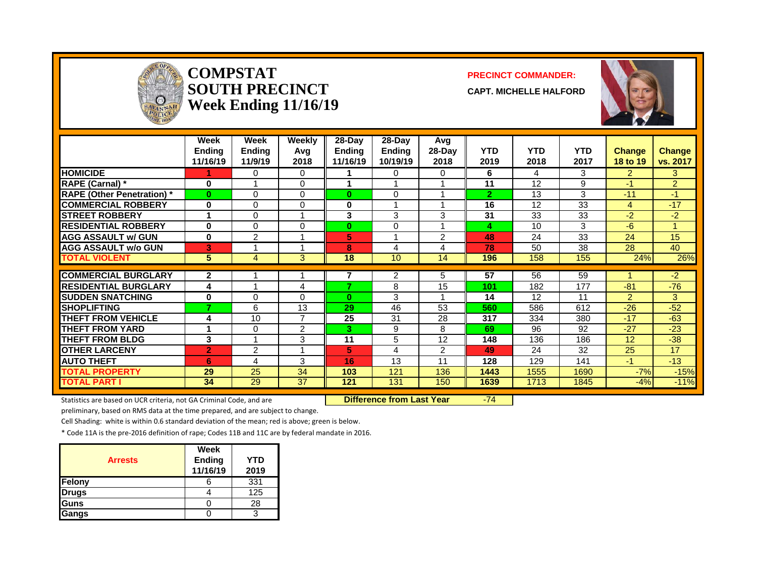# COMPSTAT
# SOUTH PRECINCT
## Week Ending 11/16/19

**PRECINCT COMMANDER:**

**CAPT. MICHELLE HALFORD**

| | Week Ending 11/16/19 | Week Ending 11/9/19 | Weekly Avg 2018 | 28-Day Ending 11/16/19 | 28-Day Ending 10/19/19 | Avg 28-Day 2018 | YTD 2019 | YTD 2018 | YTD 2017 | Change 18 to 19 | Change vs. 2017 |
|---|---|---|---|---|---|---|---|---|---|---|---|
| **HOMICIDE** | 1 | 0 | 0 | 1 | 0 | 0 | 6 | 4 | 3 | 2 | 3 |
| **RAPE (Carnal) *** | 0 | 1 | 0 | 1 | 1 | 1 | 11 | 12 | 9 | -1 | 2 |
| **RAPE (Other Penetration) *** | 0 | 0 | 0 | 0 | 0 | 1 | 2 | 13 | 3 | -11 | -1 |
| **COMMERCIAL ROBBERY** | 0 | 0 | 0 | 0 | 1 | 1 | 16 | 12 | 33 | 4 | -17 |
| **STREET ROBBERY** | 1 | 0 | 1 | 3 | 3 | 3 | 31 | 33 | 33 | -2 | -2 |
| **RESIDENTIAL ROBBERY** | 0 | 0 | 0 | 0 | 0 | 1 | 4 | 10 | 3 | -6 | 1 |
| **AGG ASSAULT w/ GUN** | 0 | 2 | 1 | 5 | 1 | 2 | 48 | 24 | 33 | 24 | 15 |
| **AGG ASSAULT w/o GUN** | 3 | 1 | 1 | 8 | 4 | 4 | 78 | 50 | 38 | 28 | 40 |
| **TOTAL VIOLENT** | 5 | 4 | 3 | 18 | 10 | 14 | 196 | 158 | 155 | 24% | 26% |
| **COMMERCIAL BURGLARY** | 2 | 1 | 1 | 7 | 2 | 5 | 57 | 56 | 59 | 1 | -2 |
| **RESIDENTIAL BURGLARY** | 4 | 1 | 4 | 7 | 8 | 15 | 101 | 182 | 177 | -81 | -76 |
| **SUDDEN SNATCHING** | 0 | 0 | 0 | 0 | 3 | 1 | 14 | 12 | 11 | 2 | 3 |
| **SHOPLIFTING** | 7 | 6 | 13 | 29 | 46 | 53 | 560 | 586 | 612 | -26 | -52 |
| **THEFT FROM VEHICLE** | 4 | 10 | 7 | 25 | 31 | 28 | 317 | 334 | 380 | -17 | -63 |
| **THEFT FROM YARD** | 1 | 0 | 2 | 3 | 9 | 8 | 69 | 96 | 92 | -27 | -23 |
| **THEFT FROM BLDG** | 3 | 1 | 3 | 11 | 5 | 12 | 148 | 136 | 186 | 12 | -38 |
| **OTHER LARCENY** | 2 | 2 | 1 | 5 | 4 | 2 | 49 | 24 | 32 | 25 | 17 |
| **AUTO THEFT** | 6 | 4 | 3 | 16 | 13 | 11 | 128 | 129 | 141 | -1 | -13 |
| **TOTAL PROPERTY** | 29 | 25 | 34 | 103 | 121 | 136 | 1443 | 1555 | 1690 | -7% | -15% |
| **TOTAL PART I** | 34 | 29 | 37 | 121 | 131 | 150 | 1639 | 1713 | 1845 | -4% | -11% |

Statistics are based on UCR criteria, not GA Criminal Code, and are preliminary, based on RMS data at the time prepared, and are subject to change.

**Difference from Last Year** -74

Cell Shading: white is within 0.6 standard deviation of the mean; red is above; green is below.

* Code 11A is the pre-2016 definition of rape; Codes 11B and 11C are by federal mandate in 2016.

| Arrests | Week Ending 11/16/19 | YTD 2019 |
|---|---|---|
| Felony | 6 | 331 |
| Drugs | 4 | 125 |
| Guns | 0 | 28 |
| Gangs | 0 | 3 |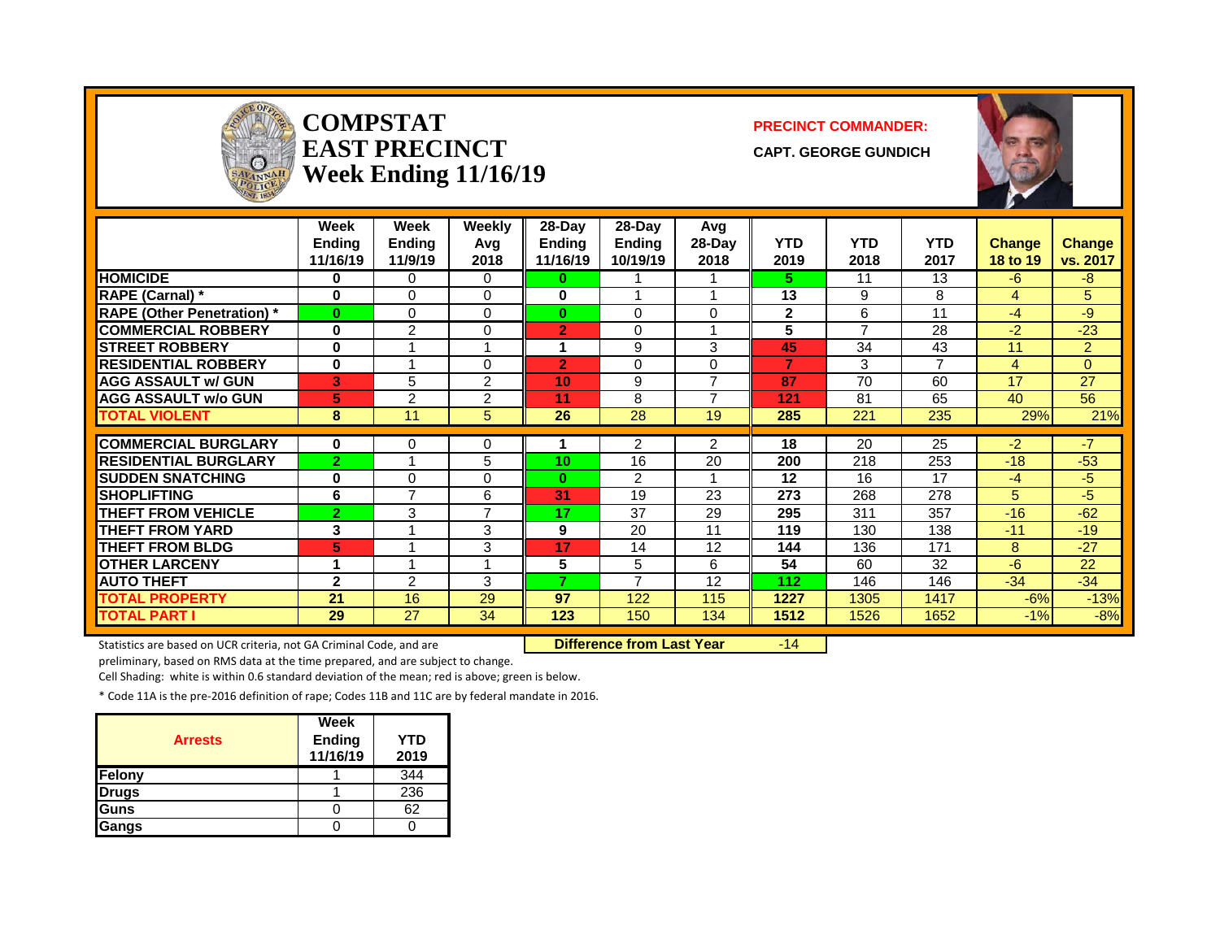# COMPSTAT
# EAST PRECINCT
# Week Ending 11/16/19

**PRECINCT COMMANDER:**

**CAPT. GEORGE GUNDICH**

| | Week Ending 11/16/19 | Week Ending 11/9/19 | Weekly Avg 2018 | 28-Day Ending 11/16/19 | 28-Day Ending 10/19/19 | Avg 28-Day 2018 | YTD 2019 | YTD 2018 | YTD 2017 | Change 18 to 19 | Change vs. 2017 |
|---|---|---|---|---|---|---|---|---|---|---|---|
| HOMICIDE | 0 | 0 | 0 | 0 | 1 | 1 | 5 | 11 | 13 | -6 | -8 |
| RAPE (Carnal) * | 0 | 0 | 0 | 0 | 1 | 1 | 13 | 9 | 8 | 4 | 5 |
| RAPE (Other Penetration) * | 0 | 0 | 0 | 0 | 0 | 0 | 2 | 6 | 11 | -4 | -9 |
| COMMERCIAL ROBBERY | 0 | 2 | 0 | 2 | 0 | 1 | 5 | 7 | 28 | -2 | -23 |
| STREET ROBBERY | 0 | 1 | 1 | 1 | 9 | 3 | 45 | 34 | 43 | 11 | 2 |
| RESIDENTIAL ROBBERY | 0 | 1 | 0 | 2 | 0 | 0 | 7 | 3 | 7 | 4 | 0 |
| AGG ASSAULT w/ GUN | 3 | 5 | 2 | 10 | 9 | 7 | 87 | 70 | 60 | 17 | 27 |
| AGG ASSAULT w/o GUN | 5 | 2 | 2 | 11 | 8 | 7 | 121 | 81 | 65 | 40 | 56 |
| TOTAL VIOLENT | 8 | 11 | 5 | 26 | 28 | 19 | 285 | 221 | 235 | 29% | 21% |
| COMMERCIAL BURGLARY | 0 | 0 | 0 | 1 | 2 | 2 | 18 | 20 | 25 | -2 | -7 |
| RESIDENTIAL BURGLARY | 2 | 1 | 5 | 10 | 16 | 20 | 200 | 218 | 253 | -18 | -53 |
| SUDDEN SNATCHING | 0 | 0 | 0 | 0 | 2 | 1 | 12 | 16 | 17 | -4 | -5 |
| SHOPLIFTING | 6 | 7 | 6 | 31 | 19 | 23 | 273 | 268 | 278 | 5 | -5 |
| THEFT FROM VEHICLE | 2 | 3 | 7 | 17 | 37 | 29 | 295 | 311 | 357 | -16 | -62 |
| THEFT FROM YARD | 3 | 1 | 3 | 9 | 20 | 11 | 119 | 130 | 138 | -11 | -19 |
| THEFT FROM BLDG | 5 | 1 | 3 | 17 | 14 | 12 | 144 | 136 | 171 | 8 | -27 |
| OTHER LARCENY | 1 | 1 | 1 | 5 | 5 | 6 | 54 | 60 | 32 | -6 | 22 |
| AUTO THEFT | 2 | 2 | 3 | 7 | 7 | 12 | 112 | 146 | 146 | -34 | -34 |
| TOTAL PROPERTY | 21 | 16 | 29 | 97 | 122 | 115 | 1227 | 1305 | 1417 | -6% | -13% |
| TOTAL PART I | 29 | 27 | 34 | 123 | 150 | 134 | 1512 | 1526 | 1652 | -1% | -8% |

**Difference from Last Year** -14

Statistics are based on UCR criteria, not GA Criminal Code, and are preliminary, based on RMS data at the time prepared, and are subject to change.

Cell Shading: white is within 0.6 standard deviation of the mean; red is above; green is below.

* Code 11A is the pre-2016 definition of rape; Codes 11B and 11C are by federal mandate in 2016.

| Arrests | Week Ending 11/16/19 | YTD 2019 |
|---|---|---|
| Felony | 1 | 344 |
| Drugs | 1 | 236 |
| Guns | 0 | 62 |
| Gangs | 0 | 0 |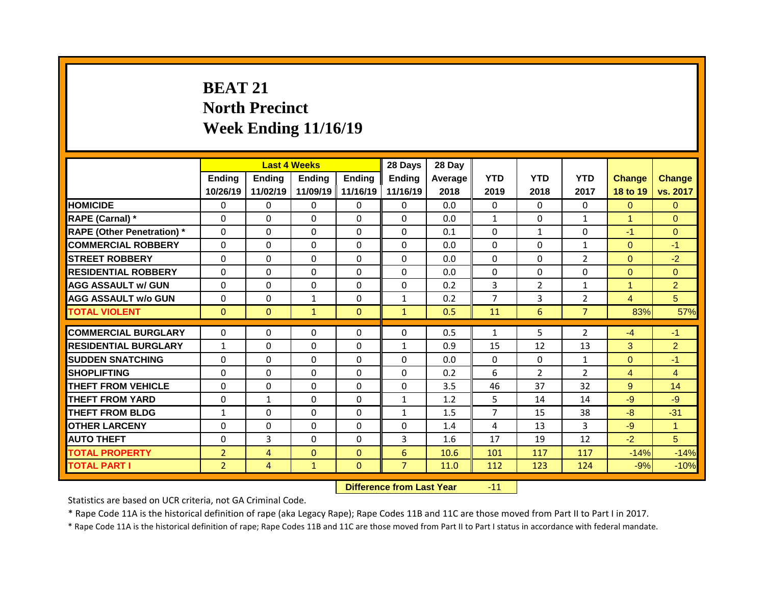# BEAT 21
## North Precinct
## Week Ending 11/16/19

| | Last 4 Weeks | | | | 28 Days | 28 Day | | | | | |
|---|---|---|---|---|---|---|---|---|---|---|---|
| | Ending 10/26/19 | Ending 11/02/19 | Ending 11/09/19 | Ending 11/16/19 | Ending 11/16/19 | Average 2018 | YTD 2019 | YTD 2018 | YTD 2017 | Change 18 to 19 | Change vs. 2017 |
| **HOMICIDE** | 0 | 0 | 0 | 0 | 0 | 0.0 | 0 | 0 | 0 | 0 | 0 |
| **RAPE (Carnal) *** | 0 | 0 | 0 | 0 | 0 | 0.0 | 1 | 0 | 1 | 1 | 0 |
| **RAPE (Other Penetration) *** | 0 | 0 | 0 | 0 | 0 | 0.1 | 0 | 1 | 0 | -1 | 0 |
| **COMMERCIAL ROBBERY** | 0 | 0 | 0 | 0 | 0 | 0.0 | 0 | 0 | 1 | 0 | -1 |
| **STREET ROBBERY** | 0 | 0 | 0 | 0 | 0 | 0.0 | 0 | 0 | 2 | 0 | -2 |
| **RESIDENTIAL ROBBERY** | 0 | 0 | 0 | 0 | 0 | 0.0 | 0 | 0 | 0 | 0 | 0 |
| **AGG ASSAULT w/ GUN** | 0 | 0 | 0 | 0 | 0 | 0.2 | 3 | 2 | 1 | 1 | 2 |
| **AGG ASSAULT w/o GUN** | 0 | 0 | 1 | 0 | 1 | 0.2 | 7 | 3 | 2 | 4 | 5 |
| **TOTAL VIOLENT** | 0 | 0 | 1 | 0 | 1 | 0.5 | 11 | 6 | 7 | 83% | 57% |
| **COMMERCIAL BURGLARY** | 0 | 0 | 0 | 0 | 0 | 0.5 | 1 | 5 | 2 | -4 | -1 |
| **RESIDENTIAL BURGLARY** | 1 | 0 | 0 | 0 | 1 | 0.9 | 15 | 12 | 13 | 3 | 2 |
| **SUDDEN SNATCHING** | 0 | 0 | 0 | 0 | 0 | 0.0 | 0 | 0 | 1 | 0 | -1 |
| **SHOPLIFTING** | 0 | 0 | 0 | 0 | 0 | 0.2 | 6 | 2 | 2 | 4 | 4 |
| **THEFT FROM VEHICLE** | 0 | 0 | 0 | 0 | 0 | 3.5 | 46 | 37 | 32 | 9 | 14 |
| **THEFT FROM YARD** | 0 | 1 | 0 | 0 | 1 | 1.2 | 5 | 14 | 14 | -9 | -9 |
| **THEFT FROM BLDG** | 1 | 0 | 0 | 0 | 1 | 1.5 | 7 | 15 | 38 | -8 | -31 |
| **OTHER LARCENY** | 0 | 0 | 0 | 0 | 0 | 1.4 | 4 | 13 | 3 | -9 | 1 |
| **AUTO THEFT** | 0 | 3 | 0 | 0 | 3 | 1.6 | 17 | 19 | 12 | -2 | 5 |
| **TOTAL PROPERTY** | 2 | 4 | 0 | 0 | 6 | 10.6 | 101 | 117 | 117 | -14% | -14% |
| **TOTAL PART I** | 2 | 4 | 1 | 0 | 7 | 11.0 | 112 | 123 | 124 | -9% | -10% |

**Difference from Last Year** -11

Statistics are based on UCR criteria, not GA Criminal Code.

* Rape Code 11A is the historical definition of rape (aka Legacy Rape); Rape Codes 11B and 11C are those moved from Part II to Part I in 2017.

* Rape Code 11A is the historical definition of rape; Rape Codes 11B and 11C are those moved from Part II to Part I status in accordance with federal mandate.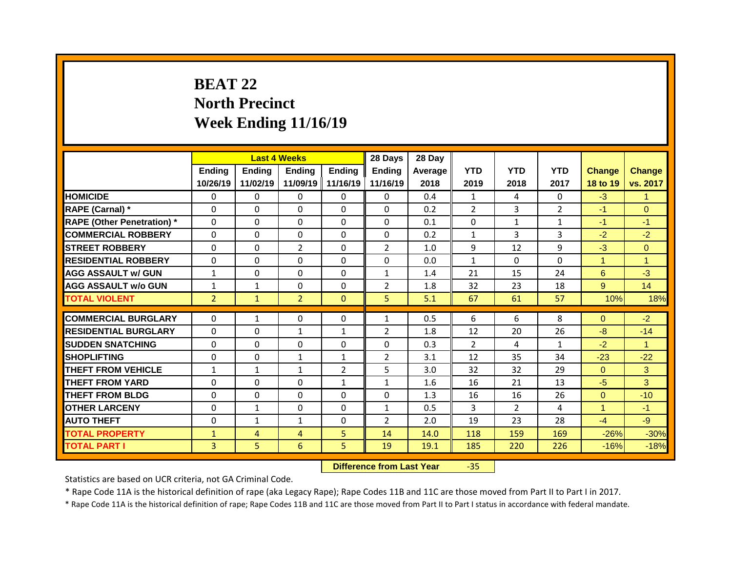# BEAT 22
# North Precinct
# Week Ending 11/16/19

| | Last 4 Weeks | | | | 28 Days | 28 Day | YTD | YTD | YTD | Change | Change |
|---|---|---|---|---|---|---|---|---|---|---|---|
| | Ending 10/26/19 | Ending 11/02/19 | Ending 11/09/19 | Ending 11/16/19 | Ending 11/16/19 | Average 2018 | 2019 | 2018 | 2017 | 18 to 19 | vs. 2017 |
| **HOMICIDE** | 0 | 0 | 0 | 0 | 0 | 0.4 | 1 | 4 | 0 | -3 | 1 |
| **RAPE (Carnal) *** | 0 | 0 | 0 | 0 | 0 | 0.2 | 2 | 3 | 2 | -1 | 0 |
| **RAPE (Other Penetration) *** | 0 | 0 | 0 | 0 | 0 | 0.1 | 0 | 1 | 1 | -1 | -1 |
| **COMMERCIAL ROBBERY** | 0 | 0 | 0 | 0 | 0 | 0.2 | 1 | 3 | 3 | -2 | -2 |
| **STREET ROBBERY** | 0 | 0 | 2 | 0 | 2 | 1.0 | 9 | 12 | 9 | -3 | 0 |
| **RESIDENTIAL ROBBERY** | 0 | 0 | 0 | 0 | 0 | 0.0 | 1 | 0 | 0 | 1 | 1 |
| **AGG ASSAULT w/ GUN** | 1 | 0 | 0 | 0 | 1 | 1.4 | 21 | 15 | 24 | 6 | -3 |
| **AGG ASSAULT w/o GUN** | 1 | 1 | 0 | 0 | 2 | 1.8 | 32 | 23 | 18 | 9 | 14 |
| **TOTAL VIOLENT** | 2 | 1 | 2 | 0 | 5 | 5.1 | 67 | 61 | 57 | 10% | 18% |
| **COMMERCIAL BURGLARY** | 0 | 1 | 0 | 0 | 1 | 0.5 | 6 | 6 | 8 | 0 | -2 |
| **RESIDENTIAL BURGLARY** | 0 | 0 | 1 | 1 | 2 | 1.8 | 12 | 20 | 26 | -8 | -14 |
| **SUDDEN SNATCHING** | 0 | 0 | 0 | 0 | 0 | 0.3 | 2 | 4 | 1 | -2 | 1 |
| **SHOPLIFTING** | 0 | 0 | 1 | 1 | 2 | 3.1 | 12 | 35 | 34 | -23 | -22 |
| **THEFT FROM VEHICLE** | 1 | 1 | 1 | 2 | 5 | 3.0 | 32 | 32 | 29 | 0 | 3 |
| **THEFT FROM YARD** | 0 | 0 | 0 | 1 | 1 | 1.6 | 16 | 21 | 13 | -5 | 3 |
| **THEFT FROM BLDG** | 0 | 0 | 0 | 0 | 0 | 1.3 | 16 | 16 | 26 | 0 | -10 |
| **OTHER LARCENY** | 0 | 1 | 0 | 0 | 1 | 0.5 | 3 | 2 | 4 | 1 | -1 |
| **AUTO THEFT** | 0 | 1 | 1 | 0 | 2 | 2.0 | 19 | 23 | 28 | -4 | -9 |
| **TOTAL PROPERTY** | 1 | 4 | 4 | 5 | 14 | 14.0 | 118 | 159 | 169 | -26% | -30% |
| **TOTAL PART I** | 3 | 5 | 6 | 5 | 19 | 19.1 | 185 | 220 | 226 | -16% | -18% |

**Difference from Last Year** -35

Statistics are based on UCR criteria, not GA Criminal Code.

* Rape Code 11A is the historical definition of rape (aka Legacy Rape); Rape Codes 11B and 11C are those moved from Part II to Part I in 2017.

* Rape Code 11A is the historical definition of rape; Rape Codes 11B and 11C are those moved from Part II to Part I status in accordance with federal mandate.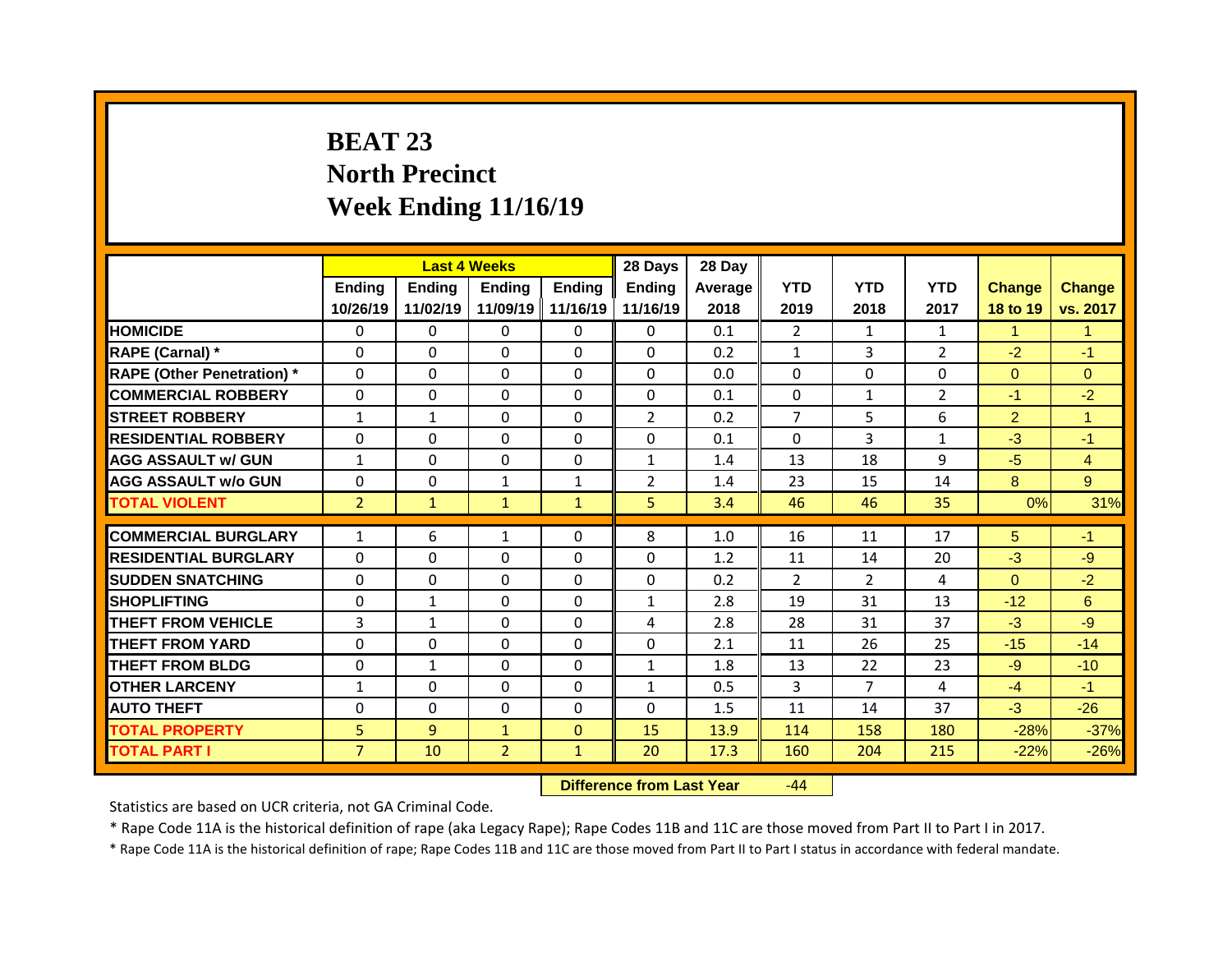# BEAT 23
## North Precinct
## Week Ending 11/16/19

| | Last 4 Weeks | | | | 28 Days | 28 Day | | | | | |
|---|---|---|---|---|---|---|---|---|---|---|---|
| | Ending 10/26/19 | Ending 11/02/19 | Ending 11/09/19 | Ending 11/16/19 | Ending 11/16/19 | Average 2018 | YTD 2019 | YTD 2018 | YTD 2017 | Change 18 to 19 | Change vs. 2017 |
| HOMICIDE | 0 | 0 | 0 | 0 | 0 | 0.1 | 2 | 1 | 1 | 1 | 1 |
| RAPE (Carnal) * | 0 | 0 | 0 | 0 | 0 | 0.2 | 1 | 3 | 2 | -2 | -1 |
| RAPE (Other Penetration) * | 0 | 0 | 0 | 0 | 0 | 0.0 | 0 | 0 | 0 | 0 | 0 |
| COMMERCIAL ROBBERY | 0 | 0 | 0 | 0 | 0 | 0.1 | 0 | 1 | 2 | -1 | -2 |
| STREET ROBBERY | 1 | 1 | 0 | 0 | 2 | 0.2 | 7 | 5 | 6 | 2 | 1 |
| RESIDENTIAL ROBBERY | 0 | 0 | 0 | 0 | 0 | 0.1 | 0 | 3 | 1 | -3 | -1 |
| AGG ASSAULT w/ GUN | 1 | 0 | 0 | 0 | 1 | 1.4 | 13 | 18 | 9 | -5 | 4 |
| AGG ASSAULT w/o GUN | 0 | 0 | 1 | 1 | 2 | 1.4 | 23 | 15 | 14 | 8 | 9 |
| TOTAL VIOLENT | 2 | 1 | 1 | 1 | 5 | 3.4 | 46 | 46 | 35 | 0% | 31% |
| COMMERCIAL BURGLARY | 1 | 6 | 1 | 0 | 8 | 1.0 | 16 | 11 | 17 | 5 | -1 |
| RESIDENTIAL BURGLARY | 0 | 0 | 0 | 0 | 0 | 1.2 | 11 | 14 | 20 | -3 | -9 |
| SUDDEN SNATCHING | 0 | 0 | 0 | 0 | 0 | 0.2 | 2 | 2 | 4 | 0 | -2 |
| SHOPLIFTING | 0 | 1 | 0 | 0 | 1 | 2.8 | 19 | 31 | 13 | -12 | 6 |
| THEFT FROM VEHICLE | 3 | 1 | 0 | 0 | 4 | 2.8 | 28 | 31 | 37 | -3 | -9 |
| THEFT FROM YARD | 0 | 0 | 0 | 0 | 0 | 2.1 | 11 | 26 | 25 | -15 | -14 |
| THEFT FROM BLDG | 0 | 1 | 0 | 0 | 1 | 1.8 | 13 | 22 | 23 | -9 | -10 |
| OTHER LARCENY | 1 | 0 | 0 | 0 | 1 | 0.5 | 3 | 7 | 4 | -4 | -1 |
| AUTO THEFT | 0 | 0 | 0 | 0 | 0 | 1.5 | 11 | 14 | 37 | -3 | -26 |
| TOTAL PROPERTY | 5 | 9 | 1 | 0 | 15 | 13.9 | 114 | 158 | 180 | -28% | -37% |
| TOTAL PART I | 7 | 10 | 2 | 1 | 20 | 17.3 | 160 | 204 | 215 | -22% | -26% |

**Difference from Last Year** -44

Statistics are based on UCR criteria, not GA Criminal Code.

* Rape Code 11A is the historical definition of rape (aka Legacy Rape); Rape Codes 11B and 11C are those moved from Part II to Part I in 2017.

* Rape Code 11A is the historical definition of rape; Rape Codes 11B and 11C are those moved from Part II to Part I status in accordance with federal mandate.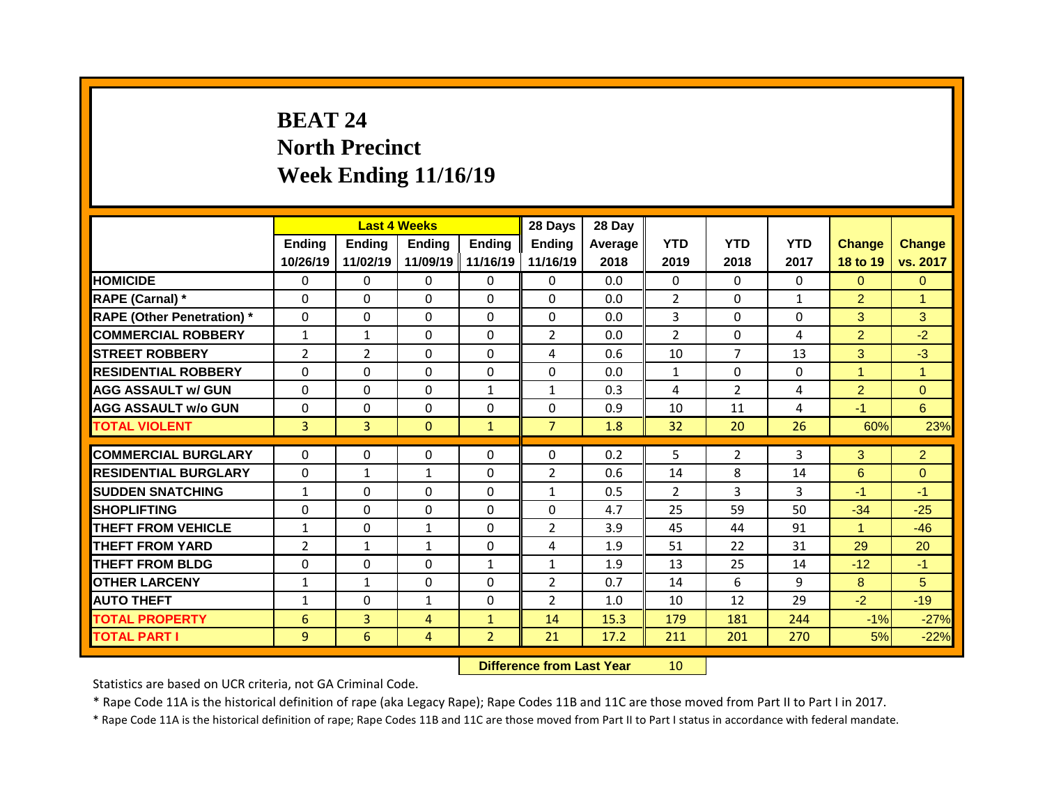# BEAT 24
# North Precinct
# Week Ending 11/16/19

| | Last 4 Weeks | | | | 28 Days | 28 Day | | | | | |
|---|---|---|---|---|---|---|---|---|---|---|---|
| | Ending 10/26/19 | Ending 11/02/19 | Ending 11/09/19 | Ending 11/16/19 | Ending 11/16/19 | Average 2018 | YTD 2019 | YTD 2018 | YTD 2017 | Change 18 to 19 | Change vs. 2017 |
| HOMICIDE | 0 | 0 | 0 | 0 | 0 | 0.0 | 0 | 0 | 0 | 0 | 0 |
| RAPE (Carnal) * | 0 | 0 | 0 | 0 | 0 | 0.0 | 2 | 0 | 1 | 2 | 1 |
| RAPE (Other Penetration) * | 0 | 0 | 0 | 0 | 0 | 0.0 | 3 | 0 | 0 | 3 | 3 |
| COMMERCIAL ROBBERY | 1 | 1 | 0 | 0 | 2 | 0.0 | 2 | 0 | 4 | 2 | -2 |
| STREET ROBBERY | 2 | 2 | 0 | 0 | 4 | 0.6 | 10 | 7 | 13 | 3 | -3 |
| RESIDENTIAL ROBBERY | 0 | 0 | 0 | 0 | 0 | 0.0 | 1 | 0 | 0 | 1 | 1 |
| AGG ASSAULT w/ GUN | 0 | 0 | 0 | 1 | 1 | 0.3 | 4 | 2 | 4 | 2 | 0 |
| AGG ASSAULT w/o GUN | 0 | 0 | 0 | 0 | 0 | 0.9 | 10 | 11 | 4 | -1 | 6 |
| TOTAL VIOLENT | 3 | 3 | 0 | 1 | 7 | 1.8 | 32 | 20 | 26 | 60% | 23% |
| COMMERCIAL BURGLARY | 0 | 0 | 0 | 0 | 0 | 0.2 | 5 | 2 | 3 | 3 | 2 |
| RESIDENTIAL BURGLARY | 0 | 1 | 1 | 0 | 2 | 0.6 | 14 | 8 | 14 | 6 | 0 |
| SUDDEN SNATCHING | 1 | 0 | 0 | 0 | 1 | 0.5 | 2 | 3 | 3 | -1 | -1 |
| SHOPLIFTING | 0 | 0 | 0 | 0 | 0 | 4.7 | 25 | 59 | 50 | -34 | -25 |
| THEFT FROM VEHICLE | 1 | 0 | 1 | 0 | 2 | 3.9 | 45 | 44 | 91 | 1 | -46 |
| THEFT FROM YARD | 2 | 1 | 1 | 0 | 4 | 1.9 | 51 | 22 | 31 | 29 | 20 |
| THEFT FROM BLDG | 0 | 0 | 0 | 1 | 1 | 1.9 | 13 | 25 | 14 | -12 | -1 |
| OTHER LARCENY | 1 | 1 | 0 | 0 | 2 | 0.7 | 14 | 6 | 9 | 8 | 5 |
| AUTO THEFT | 1 | 0 | 1 | 0 | 2 | 1.0 | 10 | 12 | 29 | -2 | -19 |
| TOTAL PROPERTY | 6 | 3 | 4 | 1 | 14 | 15.3 | 179 | 181 | 244 | -1% | -27% |
| TOTAL PART I | 9 | 6 | 4 | 2 | 21 | 17.2 | 211 | 201 | 270 | 5% | -22% |

**Difference from Last Year** 10

Statistics are based on UCR criteria, not GA Criminal Code.

* Rape Code 11A is the historical definition of rape (aka Legacy Rape); Rape Codes 11B and 11C are those moved from Part II to Part I in 2017.

* Rape Code 11A is the historical definition of rape; Rape Codes 11B and 11C are those moved from Part II to Part I status in accordance with federal mandate.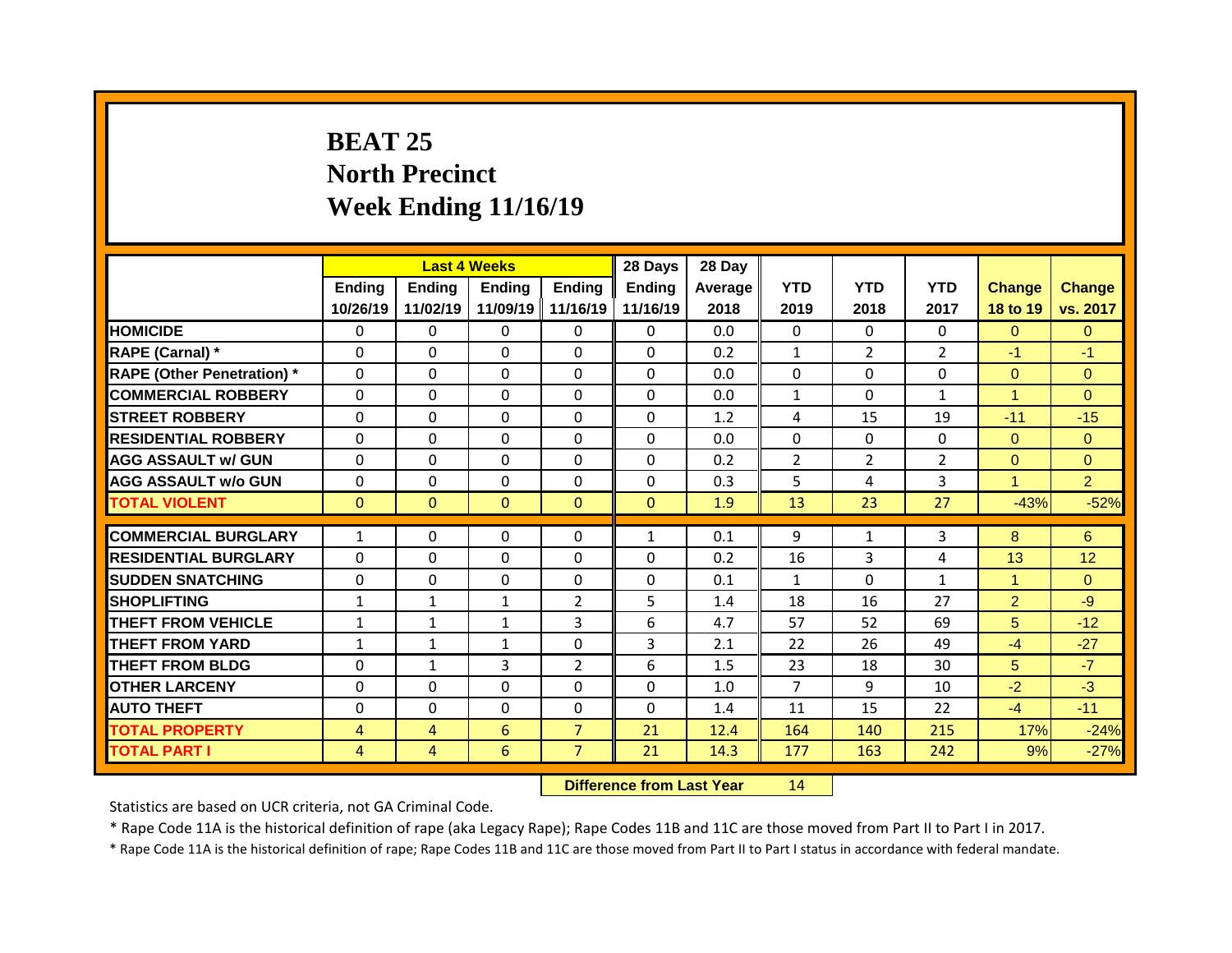# BEAT 25
## North Precinct
## Week Ending 11/16/19

| | Last 4 Weeks | | | | 28 Days | 28 Day | | | | | |
|---|---|---|---|---|---|---|---|---|---|---|---|
| | Ending 10/26/19 | Ending 11/02/19 | Ending 11/09/19 | Ending 11/16/19 | Ending 11/16/19 | Average 2018 | YTD 2019 | YTD 2018 | YTD 2017 | Change 18 to 19 | Change vs. 2017 |
| HOMICIDE | 0 | 0 | 0 | 0 | 0 | 0.0 | 0 | 0 | 0 | 0 | 0 |
| RAPE (Carnal) * | 0 | 0 | 0 | 0 | 0 | 0.2 | 1 | 2 | 2 | -1 | -1 |
| RAPE (Other Penetration) * | 0 | 0 | 0 | 0 | 0 | 0.0 | 0 | 0 | 0 | 0 | 0 |
| COMMERCIAL ROBBERY | 0 | 0 | 0 | 0 | 0 | 0.0 | 1 | 0 | 1 | 1 | 0 |
| STREET ROBBERY | 0 | 0 | 0 | 0 | 0 | 1.2 | 4 | 15 | 19 | -11 | -15 |
| RESIDENTIAL ROBBERY | 0 | 0 | 0 | 0 | 0 | 0.0 | 0 | 0 | 0 | 0 | 0 |
| AGG ASSAULT w/ GUN | 0 | 0 | 0 | 0 | 0 | 0.2 | 2 | 2 | 2 | 0 | 0 |
| AGG ASSAULT w/o GUN | 0 | 0 | 0 | 0 | 0 | 0.3 | 5 | 4 | 3 | 1 | 2 |
| TOTAL VIOLENT | 0 | 0 | 0 | 0 | 0 | 1.9 | 13 | 23 | 27 | -43% | -52% |
| COMMERCIAL BURGLARY | 1 | 0 | 0 | 0 | 1 | 0.1 | 9 | 1 | 3 | 8 | 6 |
| RESIDENTIAL BURGLARY | 0 | 0 | 0 | 0 | 0 | 0.2 | 16 | 3 | 4 | 13 | 12 |
| SUDDEN SNATCHING | 0 | 0 | 0 | 0 | 0 | 0.1 | 1 | 0 | 1 | 1 | 0 |
| SHOPLIFTING | 1 | 1 | 1 | 2 | 5 | 1.4 | 18 | 16 | 27 | 2 | -9 |
| THEFT FROM VEHICLE | 1 | 1 | 1 | 3 | 6 | 4.7 | 57 | 52 | 69 | 5 | -12 |
| THEFT FROM YARD | 1 | 1 | 1 | 0 | 3 | 2.1 | 22 | 26 | 49 | -4 | -27 |
| THEFT FROM BLDG | 0 | 1 | 3 | 2 | 6 | 1.5 | 23 | 18 | 30 | 5 | -7 |
| OTHER LARCENY | 0 | 0 | 0 | 0 | 0 | 1.0 | 7 | 9 | 10 | -2 | -3 |
| AUTO THEFT | 0 | 0 | 0 | 0 | 0 | 1.4 | 11 | 15 | 22 | -4 | -11 |
| TOTAL PROPERTY | 4 | 4 | 6 | 7 | 21 | 12.4 | 164 | 140 | 215 | 17% | -24% |
| TOTAL PART I | 4 | 4 | 6 | 7 | 21 | 14.3 | 177 | 163 | 242 | 9% | -27% |

**Difference from Last Year** 14

Statistics are based on UCR criteria, not GA Criminal Code.

* Rape Code 11A is the historical definition of rape (aka Legacy Rape); Rape Codes 11B and 11C are those moved from Part II to Part I in 2017.

* Rape Code 11A is the historical definition of rape; Rape Codes 11B and 11C are those moved from Part II to Part I status in accordance with federal mandate.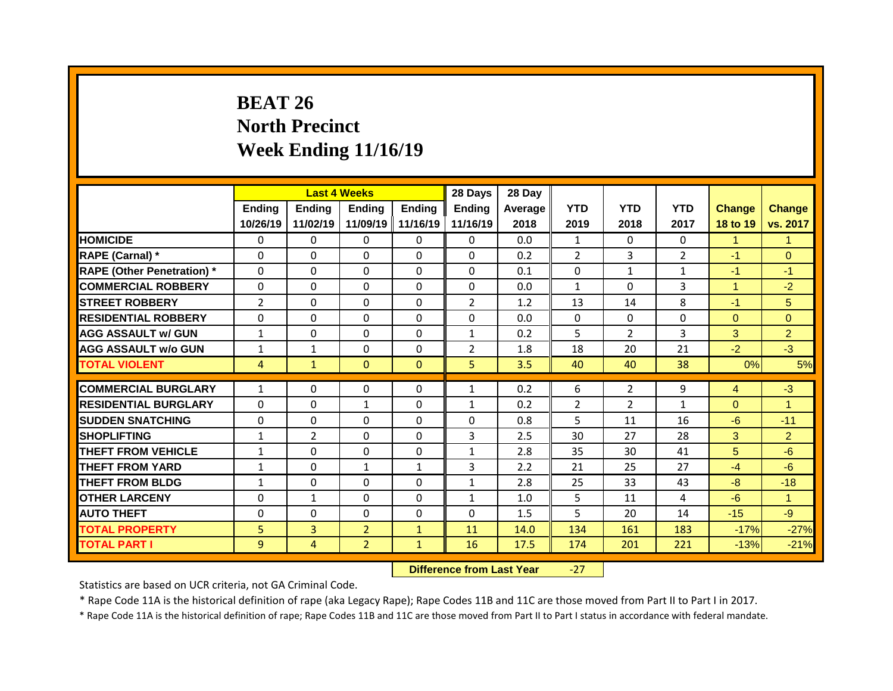# BEAT 26
# North Precinct
# Week Ending 11/16/19

| | Last 4 Weeks | | | | 28 Days | 28 Day | | | | | |
|---|---|---|---|---|---|---|---|---|---|---|---|
| | Ending 10/26/19 | Ending 11/02/19 | Ending 11/09/19 | Ending 11/16/19 | Ending 11/16/19 | Average 2018 | YTD 2019 | YTD 2018 | YTD 2017 | Change 18 to 19 | Change vs. 2017 |
| HOMICIDE | 0 | 0 | 0 | 0 | 0 | 0.0 | 1 | 0 | 0 | 1 | 1 |
| RAPE (Carnal) * | 0 | 0 | 0 | 0 | 0 | 0.2 | 2 | 3 | 2 | -1 | 0 |
| RAPE (Other Penetration) * | 0 | 0 | 0 | 0 | 0 | 0.1 | 0 | 1 | 1 | -1 | -1 |
| COMMERCIAL ROBBERY | 0 | 0 | 0 | 0 | 0 | 0.0 | 1 | 0 | 3 | 1 | -2 |
| STREET ROBBERY | 2 | 0 | 0 | 0 | 2 | 1.2 | 13 | 14 | 8 | -1 | 5 |
| RESIDENTIAL ROBBERY | 0 | 0 | 0 | 0 | 0 | 0.0 | 0 | 0 | 0 | 0 | 0 |
| AGG ASSAULT w/ GUN | 1 | 0 | 0 | 0 | 1 | 0.2 | 5 | 2 | 3 | 3 | 2 |
| AGG ASSAULT w/o GUN | 1 | 1 | 0 | 0 | 2 | 1.8 | 18 | 20 | 21 | -2 | -3 |
| TOTAL VIOLENT | 4 | 1 | 0 | 0 | 5 | 3.5 | 40 | 40 | 38 | 0% | 5% |
| COMMERCIAL BURGLARY | 1 | 0 | 0 | 0 | 1 | 0.2 | 6 | 2 | 9 | 4 | -3 |
| RESIDENTIAL BURGLARY | 0 | 0 | 1 | 0 | 1 | 0.2 | 2 | 2 | 1 | 0 | 1 |
| SUDDEN SNATCHING | 0 | 0 | 0 | 0 | 0 | 0.8 | 5 | 11 | 16 | -6 | -11 |
| SHOPLIFTING | 1 | 2 | 0 | 0 | 3 | 2.5 | 30 | 27 | 28 | 3 | 2 |
| THEFT FROM VEHICLE | 1 | 0 | 0 | 0 | 1 | 2.8 | 35 | 30 | 41 | 5 | -6 |
| THEFT FROM YARD | 1 | 0 | 1 | 1 | 3 | 2.2 | 21 | 25 | 27 | -4 | -6 |
| THEFT FROM BLDG | 1 | 0 | 0 | 0 | 1 | 2.8 | 25 | 33 | 43 | -8 | -18 |
| OTHER LARCENY | 0 | 1 | 0 | 0 | 1 | 1.0 | 5 | 11 | 4 | -6 | 1 |
| AUTO THEFT | 0 | 0 | 0 | 0 | 0 | 1.5 | 5 | 20 | 14 | -15 | -9 |
| TOTAL PROPERTY | 5 | 3 | 2 | 1 | 11 | 14.0 | 134 | 161 | 183 | -17% | -27% |
| TOTAL PART I | 9 | 4 | 2 | 1 | 16 | 17.5 | 174 | 201 | 221 | -13% | -21% |

**Difference from Last Year** -27

Statistics are based on UCR criteria, not GA Criminal Code.

* Rape Code 11A is the historical definition of rape (aka Legacy Rape); Rape Codes 11B and 11C are those moved from Part II to Part I in 2017.

* Rape Code 11A is the historical definition of rape; Rape Codes 11B and 11C are those moved from Part II to Part I status in accordance with federal mandate.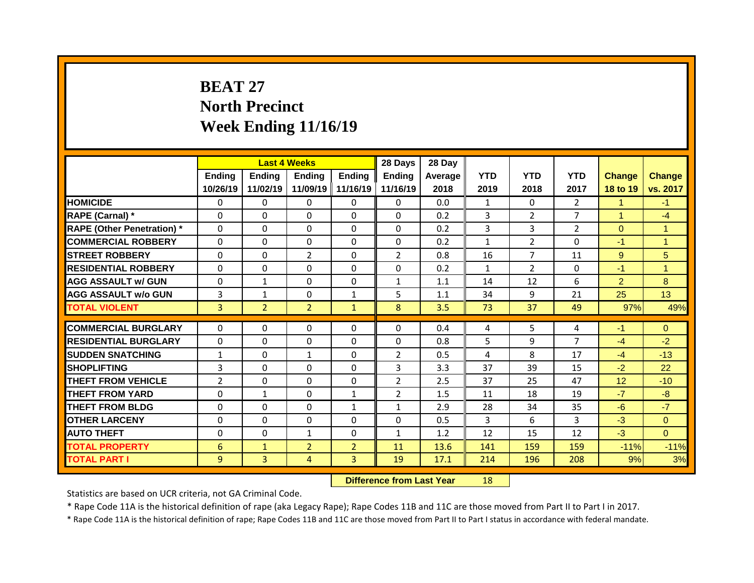# BEAT 27
# North Precinct
# Week Ending 11/16/19

| | Last 4 Weeks | | | | 28 Days | 28 Day | | | | | |
|---|---|---|---|---|---|---|---|---|---|---|---|
| | Ending 10/26/19 | Ending 11/02/19 | Ending 11/09/19 | Ending 11/16/19 | Ending 11/16/19 | Average 2018 | YTD 2019 | YTD 2018 | YTD 2017 | Change 18 to 19 | Change vs. 2017 |
| **HOMICIDE** | 0 | 0 | 0 | 0 | 0 | 0.0 | 1 | 0 | 2 | 1 | -1 |
| **RAPE (Carnal) *** | 0 | 0 | 0 | 0 | 0 | 0.2 | 3 | 2 | 7 | 1 | -4 |
| **RAPE (Other Penetration) *** | 0 | 0 | 0 | 0 | 0 | 0.2 | 3 | 3 | 2 | 0 | 1 |
| **COMMERCIAL ROBBERY** | 0 | 0 | 0 | 0 | 0 | 0.2 | 1 | 2 | 0 | -1 | 1 |
| **STREET ROBBERY** | 0 | 0 | 2 | 0 | 2 | 0.8 | 16 | 7 | 11 | 9 | 5 |
| **RESIDENTIAL ROBBERY** | 0 | 0 | 0 | 0 | 0 | 0.2 | 1 | 2 | 0 | -1 | 1 |
| **AGG ASSAULT w/ GUN** | 0 | 1 | 0 | 0 | 1 | 1.1 | 14 | 12 | 6 | 2 | 8 |
| **AGG ASSAULT w/o GUN** | 3 | 1 | 0 | 1 | 5 | 1.1 | 34 | 9 | 21 | 25 | 13 |
| **TOTAL VIOLENT** | 3 | 2 | 2 | 1 | 8 | 3.5 | 73 | 37 | 49 | 97% | 49% |
| **COMMERCIAL BURGLARY** | 0 | 0 | 0 | 0 | 0 | 0.4 | 4 | 5 | 4 | -1 | 0 |
| **RESIDENTIAL BURGLARY** | 0 | 0 | 0 | 0 | 0 | 0.8 | 5 | 9 | 7 | -4 | -2 |
| **SUDDEN SNATCHING** | 1 | 0 | 1 | 0 | 2 | 0.5 | 4 | 8 | 17 | -4 | -13 |
| **SHOPLIFTING** | 3 | 0 | 0 | 0 | 3 | 3.3 | 37 | 39 | 15 | -2 | 22 |
| **THEFT FROM VEHICLE** | 2 | 0 | 0 | 0 | 2 | 2.5 | 37 | 25 | 47 | 12 | -10 |
| **THEFT FROM YARD** | 0 | 1 | 0 | 1 | 2 | 1.5 | 11 | 18 | 19 | -7 | -8 |
| **THEFT FROM BLDG** | 0 | 0 | 0 | 1 | 1 | 2.9 | 28 | 34 | 35 | -6 | -7 |
| **OTHER LARCENY** | 0 | 0 | 0 | 0 | 0 | 0.5 | 3 | 6 | 3 | -3 | 0 |
| **AUTO THEFT** | 0 | 0 | 1 | 0 | 1 | 1.2 | 12 | 15 | 12 | -3 | 0 |
| **TOTAL PROPERTY** | 6 | 1 | 2 | 2 | 11 | 13.6 | 141 | 159 | 159 | -11% | -11% |
| **TOTAL PART I** | 9 | 3 | 4 | 3 | 19 | 17.1 | 214 | 196 | 208 | 9% | 3% |

**Difference from Last Year** 18

Statistics are based on UCR criteria, not GA Criminal Code.

* Rape Code 11A is the historical definition of rape (aka Legacy Rape); Rape Codes 11B and 11C are those moved from Part II to Part I in 2017.

* Rape Code 11A is the historical definition of rape; Rape Codes 11B and 11C are those moved from Part II to Part I status in accordance with federal mandate.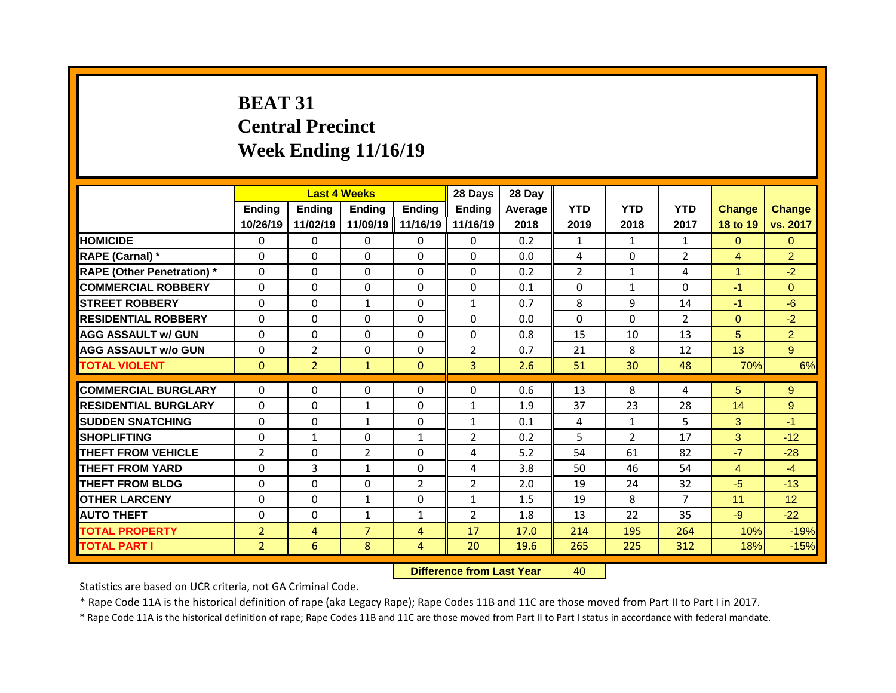# BEAT 31
## Central Precinct
## Week Ending 11/16/19

| | Last 4 Weeks | | | | 28 Days | 28 Day | | | | | |
|---|---|---|---|---|---|---|---|---|---|---|---|
| | Ending 10/26/19 | Ending 11/02/19 | Ending 11/09/19 | Ending 11/16/19 | Ending 11/16/19 | Average 2018 | YTD 2019 | YTD 2018 | YTD 2017 | Change 18 to 19 | Change vs. 2017 |
| **HOMICIDE** | 0 | 0 | 0 | 0 | 0 | 0.2 | 1 | 1 | 1 | 0 | 0 |
| **RAPE (Carnal) *** | 0 | 0 | 0 | 0 | 0 | 0.0 | 4 | 0 | 2 | 4 | 2 |
| **RAPE (Other Penetration) *** | 0 | 0 | 0 | 0 | 0 | 0.2 | 2 | 1 | 4 | 1 | -2 |
| **COMMERCIAL ROBBERY** | 0 | 0 | 0 | 0 | 0 | 0.1 | 0 | 1 | 0 | -1 | 0 |
| **STREET ROBBERY** | 0 | 0 | 1 | 0 | 1 | 0.7 | 8 | 9 | 14 | -1 | -6 |
| **RESIDENTIAL ROBBERY** | 0 | 0 | 0 | 0 | 0 | 0.0 | 0 | 0 | 2 | 0 | -2 |
| **AGG ASSAULT w/ GUN** | 0 | 0 | 0 | 0 | 0 | 0.8 | 15 | 10 | 13 | 5 | 2 |
| **AGG ASSAULT w/o GUN** | 0 | 2 | 0 | 0 | 2 | 0.7 | 21 | 8 | 12 | 13 | 9 |
| **TOTAL VIOLENT** | 0 | 2 | 1 | 0 | 3 | 2.6 | 51 | 30 | 48 | 70% | 6% |
| **COMMERCIAL BURGLARY** | 0 | 0 | 0 | 0 | 0 | 0.6 | 13 | 8 | 4 | 5 | 9 |
| **RESIDENTIAL BURGLARY** | 0 | 0 | 1 | 0 | 1 | 1.9 | 37 | 23 | 28 | 14 | 9 |
| **SUDDEN SNATCHING** | 0 | 0 | 1 | 0 | 1 | 0.1 | 4 | 1 | 5 | 3 | -1 |
| **SHOPLIFTING** | 0 | 1 | 0 | 1 | 2 | 0.2 | 5 | 2 | 17 | 3 | -12 |
| **THEFT FROM VEHICLE** | 2 | 0 | 2 | 0 | 4 | 5.2 | 54 | 61 | 82 | -7 | -28 |
| **THEFT FROM YARD** | 0 | 3 | 1 | 0 | 4 | 3.8 | 50 | 46 | 54 | 4 | -4 |
| **THEFT FROM BLDG** | 0 | 0 | 0 | 2 | 2 | 2.0 | 19 | 24 | 32 | -5 | -13 |
| **OTHER LARCENY** | 0 | 0 | 1 | 0 | 1 | 1.5 | 19 | 8 | 7 | 11 | 12 |
| **AUTO THEFT** | 0 | 0 | 1 | 1 | 2 | 1.8 | 13 | 22 | 35 | -9 | -22 |
| **TOTAL PROPERTY** | 2 | 4 | 7 | 4 | 17 | 17.0 | 214 | 195 | 264 | 10% | -19% |
| **TOTAL PART I** | 2 | 6 | 8 | 4 | 20 | 19.6 | 265 | 225 | 312 | 18% | -15% |

**Difference from Last Year** 40

Statistics are based on UCR criteria, not GA Criminal Code.

* Rape Code 11A is the historical definition of rape (aka Legacy Rape); Rape Codes 11B and 11C are those moved from Part II to Part I in 2017.

* Rape Code 11A is the historical definition of rape; Rape Codes 11B and 11C are those moved from Part II to Part I status in accordance with federal mandate.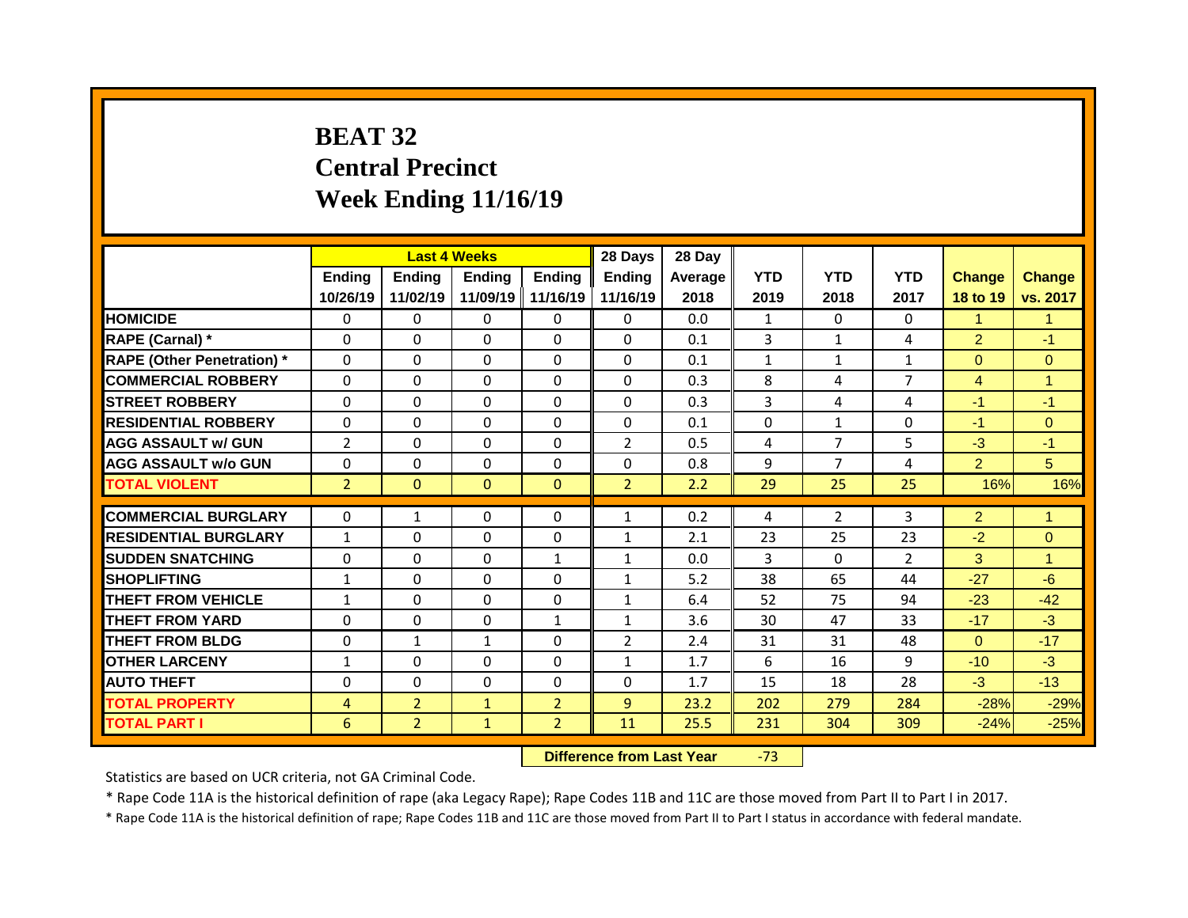# BEAT 32
# Central Precinct
# Week Ending 11/16/19

| | Last 4 Weeks | | | | 28 Days | 28 Day | | | | | |
|---|---|---|---|---|---|---|---|---|---|---|---|
| | Ending 10/26/19 | Ending 11/02/19 | Ending 11/09/19 | Ending 11/16/19 | Ending 11/16/19 | Average 2018 | YTD 2019 | YTD 2018 | YTD 2017 | Change 18 to 19 | Change vs. 2017 |
| HOMICIDE | 0 | 0 | 0 | 0 | 0 | 0.0 | 1 | 0 | 0 | 1 | 1 |
| RAPE (Carnal) * | 0 | 0 | 0 | 0 | 0 | 0.1 | 3 | 1 | 4 | 2 | -1 |
| RAPE (Other Penetration) * | 0 | 0 | 0 | 0 | 0 | 0.1 | 1 | 1 | 1 | 0 | 0 |
| COMMERCIAL ROBBERY | 0 | 0 | 0 | 0 | 0 | 0.3 | 8 | 4 | 7 | 4 | 1 |
| STREET ROBBERY | 0 | 0 | 0 | 0 | 0 | 0.3 | 3 | 4 | 4 | -1 | -1 |
| RESIDENTIAL ROBBERY | 0 | 0 | 0 | 0 | 0 | 0.1 | 0 | 1 | 0 | -1 | 0 |
| AGG ASSAULT w/ GUN | 2 | 0 | 0 | 0 | 2 | 0.5 | 4 | 7 | 5 | -3 | -1 |
| AGG ASSAULT w/o GUN | 0 | 0 | 0 | 0 | 0 | 0.8 | 9 | 7 | 4 | 2 | 5 |
| TOTAL VIOLENT | 2 | 0 | 0 | 0 | 2 | 2.2 | 29 | 25 | 25 | 16% | 16% |
| COMMERCIAL BURGLARY | 0 | 1 | 0 | 0 | 1 | 0.2 | 4 | 2 | 3 | 2 | 1 |
| RESIDENTIAL BURGLARY | 1 | 0 | 0 | 0 | 1 | 2.1 | 23 | 25 | 23 | -2 | 0 |
| SUDDEN SNATCHING | 0 | 0 | 0 | 1 | 1 | 0.0 | 3 | 0 | 2 | 3 | 1 |
| SHOPLIFTING | 1 | 0 | 0 | 0 | 1 | 5.2 | 38 | 65 | 44 | -27 | -6 |
| THEFT FROM VEHICLE | 1 | 0 | 0 | 0 | 1 | 6.4 | 52 | 75 | 94 | -23 | -42 |
| THEFT FROM YARD | 0 | 0 | 0 | 1 | 1 | 3.6 | 30 | 47 | 33 | -17 | -3 |
| THEFT FROM BLDG | 0 | 1 | 1 | 0 | 2 | 2.4 | 31 | 31 | 48 | 0 | -17 |
| OTHER LARCENY | 1 | 0 | 0 | 0 | 1 | 1.7 | 6 | 16 | 9 | -10 | -3 |
| AUTO THEFT | 0 | 0 | 0 | 0 | 0 | 1.7 | 15 | 18 | 28 | -3 | -13 |
| TOTAL PROPERTY | 4 | 2 | 1 | 2 | 9 | 23.2 | 202 | 279 | 284 | -28% | -29% |
| TOTAL PART I | 6 | 2 | 1 | 2 | 11 | 25.5 | 231 | 304 | 309 | -24% | -25% |

**Difference from Last Year** -73

Statistics are based on UCR criteria, not GA Criminal Code.

* Rape Code 11A is the historical definition of rape (aka Legacy Rape); Rape Codes 11B and 11C are those moved from Part II to Part I in 2017.

* Rape Code 11A is the historical definition of rape; Rape Codes 11B and 11C are those moved from Part II to Part I status in accordance with federal mandate.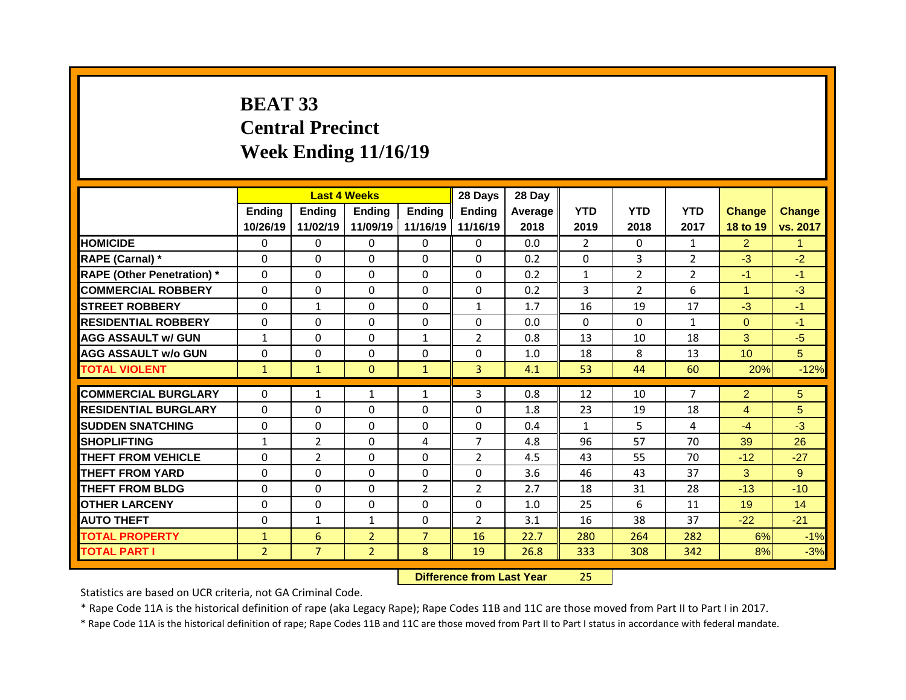# BEAT 33
# Central Precinct
# Week Ending 11/16/19

| | Last 4 Weeks | | | | 28 Days | 28 Day | | | | | |
|---|---|---|---|---|---|---|---|---|---|---|---|
| | Ending 10/26/19 | Ending 11/02/19 | Ending 11/09/19 | Ending 11/16/19 | Ending 11/16/19 | Average 2018 | YTD 2019 | YTD 2018 | YTD 2017 | Change 18 to 19 | Change vs. 2017 |
| **HOMICIDE** | 0 | 0 | 0 | 0 | 0 | 0.0 | 2 | 0 | 1 | 2 | 1 |
| **RAPE (Carnal) *** | 0 | 0 | 0 | 0 | 0 | 0.2 | 0 | 3 | 2 | -3 | -2 |
| **RAPE (Other Penetration) *** | 0 | 0 | 0 | 0 | 0 | 0.2 | 1 | 2 | 2 | -1 | -1 |
| **COMMERCIAL ROBBERY** | 0 | 0 | 0 | 0 | 0 | 0.2 | 3 | 2 | 6 | 1 | -3 |
| **STREET ROBBERY** | 0 | 1 | 0 | 0 | 1 | 1.7 | 16 | 19 | 17 | -3 | -1 |
| **RESIDENTIAL ROBBERY** | 0 | 0 | 0 | 0 | 0 | 0.0 | 0 | 0 | 1 | 0 | -1 |
| **AGG ASSAULT w/ GUN** | 1 | 0 | 0 | 1 | 2 | 0.8 | 13 | 10 | 18 | 3 | -5 |
| **AGG ASSAULT w/o GUN** | 0 | 0 | 0 | 0 | 0 | 1.0 | 18 | 8 | 13 | 10 | 5 |
| **TOTAL VIOLENT** | 1 | 1 | 0 | 1 | 3 | 4.1 | 53 | 44 | 60 | 20% | -12% |
| **COMMERCIAL BURGLARY** | 0 | 1 | 1 | 1 | 3 | 0.8 | 12 | 10 | 7 | 2 | 5 |
| **RESIDENTIAL BURGLARY** | 0 | 0 | 0 | 0 | 0 | 1.8 | 23 | 19 | 18 | 4 | 5 |
| **SUDDEN SNATCHING** | 0 | 0 | 0 | 0 | 0 | 0.4 | 1 | 5 | 4 | -4 | -3 |
| **SHOPLIFTING** | 1 | 2 | 0 | 4 | 7 | 4.8 | 96 | 57 | 70 | 39 | 26 |
| **THEFT FROM VEHICLE** | 0 | 2 | 0 | 0 | 2 | 4.5 | 43 | 55 | 70 | -12 | -27 |
| **THEFT FROM YARD** | 0 | 0 | 0 | 0 | 0 | 3.6 | 46 | 43 | 37 | 3 | 9 |
| **THEFT FROM BLDG** | 0 | 0 | 0 | 2 | 2 | 2.7 | 18 | 31 | 28 | -13 | -10 |
| **OTHER LARCENY** | 0 | 0 | 0 | 0 | 0 | 1.0 | 25 | 6 | 11 | 19 | 14 |
| **AUTO THEFT** | 0 | 1 | 1 | 0 | 2 | 3.1 | 16 | 38 | 37 | -22 | -21 |
| **TOTAL PROPERTY** | 1 | 6 | 2 | 7 | 16 | 22.7 | 280 | 264 | 282 | 6% | -1% |
| **TOTAL PART I** | 2 | 7 | 2 | 8 | 19 | 26.8 | 333 | 308 | 342 | 8% | -3% |

**Difference from Last Year** 25

Statistics are based on UCR criteria, not GA Criminal Code.

* Rape Code 11A is the historical definition of rape (aka Legacy Rape); Rape Codes 11B and 11C are those moved from Part II to Part I in 2017.

* Rape Code 11A is the historical definition of rape; Rape Codes 11B and 11C are those moved from Part II to Part I status in accordance with federal mandate.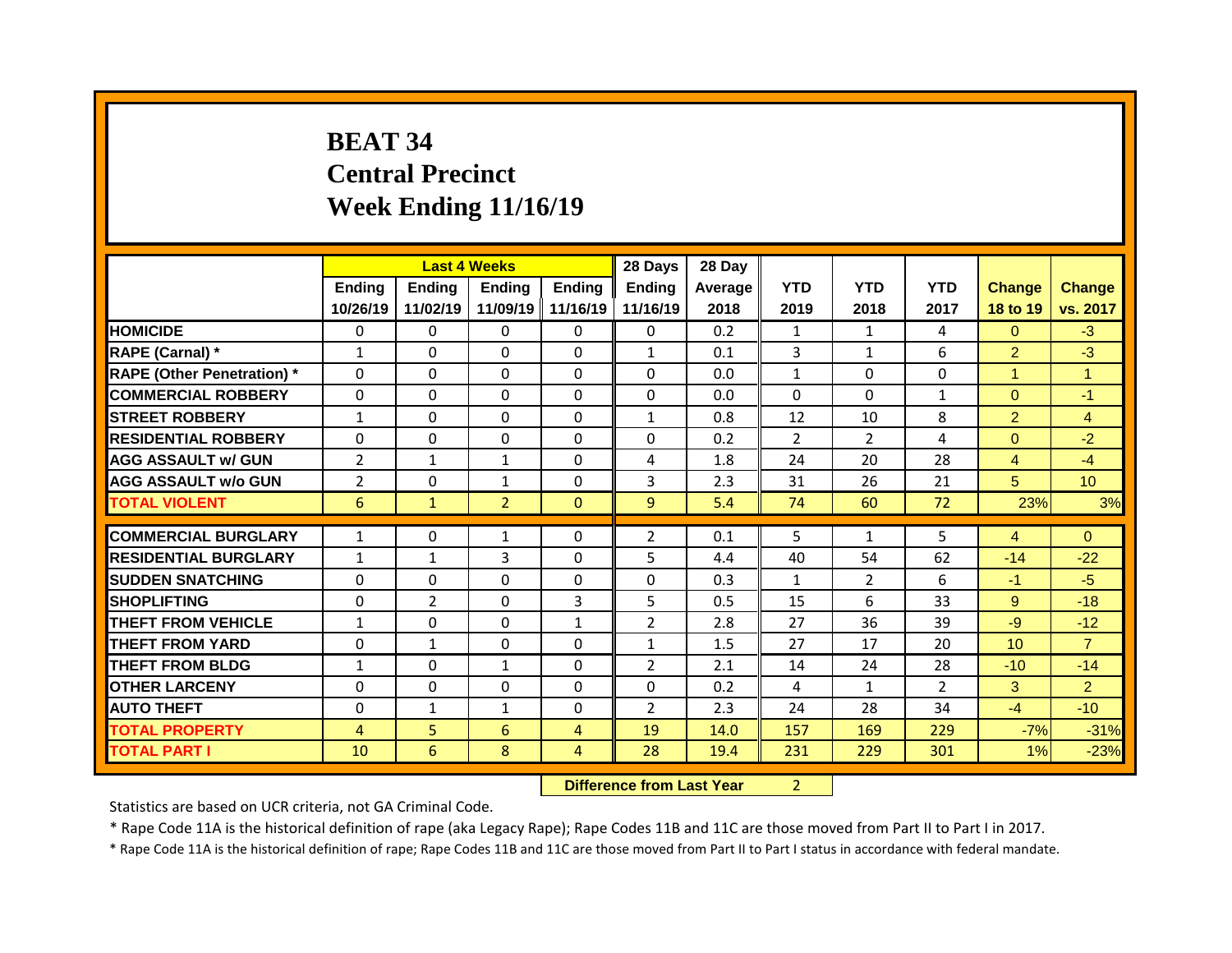# BEAT 34
# Central Precinct
# Week Ending 11/16/19

| | Last 4 Weeks | | | | 28 Days | 28 Day | YTD | YTD | YTD | Change | Change |
|---|---|---|---|---|---|---|---|---|---|---|---|
| | Ending 10/26/19 | Ending 11/02/19 | Ending 11/09/19 | Ending 11/16/19 | Ending 11/16/19 | Average 2018 | 2019 | 2018 | 2017 | 18 to 19 | vs. 2017 |
| **HOMICIDE** | 0 | 0 | 0 | 0 | 0 | 0.2 | 1 | 1 | 4 | 0 | -3 |
| **RAPE (Carnal) *** | 1 | 0 | 0 | 0 | 1 | 0.1 | 3 | 1 | 6 | 2 | -3 |
| **RAPE (Other Penetration) *** | 0 | 0 | 0 | 0 | 0 | 0.0 | 1 | 0 | 0 | 1 | 1 |
| **COMMERCIAL ROBBERY** | 0 | 0 | 0 | 0 | 0 | 0.0 | 0 | 0 | 1 | 0 | -1 |
| **STREET ROBBERY** | 1 | 0 | 0 | 0 | 1 | 0.8 | 12 | 10 | 8 | 2 | 4 |
| **RESIDENTIAL ROBBERY** | 0 | 0 | 0 | 0 | 0 | 0.2 | 2 | 2 | 4 | 0 | -2 |
| **AGG ASSAULT w/ GUN** | 2 | 1 | 1 | 0 | 4 | 1.8 | 24 | 20 | 28 | 4 | -4 |
| **AGG ASSAULT w/o GUN** | 2 | 0 | 1 | 0 | 3 | 2.3 | 31 | 26 | 21 | 5 | 10 |
| **TOTAL VIOLENT** | 6 | 1 | 2 | 0 | 9 | 5.4 | 74 | 60 | 72 | 23% | 3% |
| **COMMERCIAL BURGLARY** | 1 | 0 | 1 | 0 | 2 | 0.1 | 5 | 1 | 5 | 4 | 0 |
| **RESIDENTIAL BURGLARY** | 1 | 1 | 3 | 0 | 5 | 4.4 | 40 | 54 | 62 | -14 | -22 |
| **SUDDEN SNATCHING** | 0 | 0 | 0 | 0 | 0 | 0.3 | 1 | 2 | 6 | -1 | -5 |
| **SHOPLIFTING** | 0 | 2 | 0 | 3 | 5 | 0.5 | 15 | 6 | 33 | 9 | -18 |
| **THEFT FROM VEHICLE** | 1 | 0 | 0 | 1 | 2 | 2.8 | 27 | 36 | 39 | -9 | -12 |
| **THEFT FROM YARD** | 0 | 1 | 0 | 0 | 1 | 1.5 | 27 | 17 | 20 | 10 | 7 |
| **THEFT FROM BLDG** | 1 | 0 | 1 | 0 | 2 | 2.1 | 14 | 24 | 28 | -10 | -14 |
| **OTHER LARCENY** | 0 | 0 | 0 | 0 | 0 | 0.2 | 4 | 1 | 2 | 3 | 2 |
| **AUTO THEFT** | 0 | 1 | 1 | 0 | 2 | 2.3 | 24 | 28 | 34 | -4 | -10 |
| **TOTAL PROPERTY** | 4 | 5 | 6 | 4 | 19 | 14.0 | 157 | 169 | 229 | -7% | -31% |
| **TOTAL PART I** | 10 | 6 | 8 | 4 | 28 | 19.4 | 231 | 229 | 301 | 1% | -23% |

**Difference from Last Year** 2

Statistics are based on UCR criteria, not GA Criminal Code.

* Rape Code 11A is the historical definition of rape (aka Legacy Rape); Rape Codes 11B and 11C are those moved from Part II to Part I in 2017.

* Rape Code 11A is the historical definition of rape; Rape Codes 11B and 11C are those moved from Part II to Part I status in accordance with federal mandate.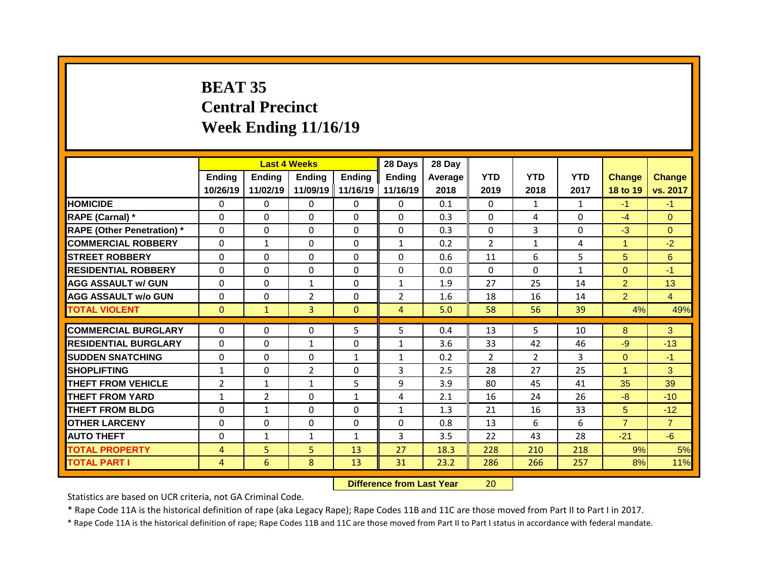# BEAT 35
# Central Precinct
# Week Ending 11/16/19

| | Last 4 Weeks | | | | 28 Days | 28 Day | | | | | |
|---|---|---|---|---|---|---|---|---|---|---|---|
| | Ending 10/26/19 | Ending 11/02/19 | Ending 11/09/19 | Ending 11/16/19 | Ending 11/16/19 | Average 2018 | YTD 2019 | YTD 2018 | YTD 2017 | Change 18 to 19 | Change vs. 2017 |
| HOMICIDE | 0 | 0 | 0 | 0 | 0 | 0.1 | 0 | 1 | 1 | -1 | -1 |
| RAPE (Carnal) * | 0 | 0 | 0 | 0 | 0 | 0.3 | 0 | 4 | 0 | -4 | 0 |
| RAPE (Other Penetration) * | 0 | 0 | 0 | 0 | 0 | 0.3 | 0 | 3 | 0 | -3 | 0 |
| COMMERCIAL ROBBERY | 0 | 1 | 0 | 0 | 1 | 0.2 | 2 | 1 | 4 | 1 | -2 |
| STREET ROBBERY | 0 | 0 | 0 | 0 | 0 | 0.6 | 11 | 6 | 5 | 5 | 6 |
| RESIDENTIAL ROBBERY | 0 | 0 | 0 | 0 | 0 | 0.0 | 0 | 0 | 1 | 0 | -1 |
| AGG ASSAULT w/ GUN | 0 | 0 | 1 | 0 | 1 | 1.9 | 27 | 25 | 14 | 2 | 13 |
| AGG ASSAULT w/o GUN | 0 | 0 | 2 | 0 | 2 | 1.6 | 18 | 16 | 14 | 2 | 4 |
| TOTAL VIOLENT | 0 | 1 | 3 | 0 | 4 | 5.0 | 58 | 56 | 39 | 4% | 49% |
| COMMERCIAL BURGLARY | 0 | 0 | 0 | 5 | 5 | 0.4 | 13 | 5 | 10 | 8 | 3 |
| RESIDENTIAL BURGLARY | 0 | 0 | 1 | 0 | 1 | 3.6 | 33 | 42 | 46 | -9 | -13 |
| SUDDEN SNATCHING | 0 | 0 | 0 | 1 | 1 | 0.2 | 2 | 2 | 3 | 0 | -1 |
| SHOPLIFTING | 1 | 0 | 2 | 0 | 3 | 2.5 | 28 | 27 | 25 | 1 | 3 |
| THEFT FROM VEHICLE | 2 | 1 | 1 | 5 | 9 | 3.9 | 80 | 45 | 41 | 35 | 39 |
| THEFT FROM YARD | 1 | 2 | 0 | 1 | 4 | 2.1 | 16 | 24 | 26 | -8 | -10 |
| THEFT FROM BLDG | 0 | 1 | 0 | 0 | 1 | 1.3 | 21 | 16 | 33 | 5 | -12 |
| OTHER LARCENY | 0 | 0 | 0 | 0 | 0 | 0.8 | 13 | 6 | 6 | 7 | 7 |
| AUTO THEFT | 0 | 1 | 1 | 1 | 3 | 3.5 | 22 | 43 | 28 | -21 | -6 |
| TOTAL PROPERTY | 4 | 5 | 5 | 13 | 27 | 18.3 | 228 | 210 | 218 | 9% | 5% |
| TOTAL PART I | 4 | 6 | 8 | 13 | 31 | 23.2 | 286 | 266 | 257 | 8% | 11% |

**Difference from Last Year** 20

Statistics are based on UCR criteria, not GA Criminal Code.

* Rape Code 11A is the historical definition of rape (aka Legacy Rape); Rape Codes 11B and 11C are those moved from Part II to Part I in 2017.

* Rape Code 11A is the historical definition of rape; Rape Codes 11B and 11C are those moved from Part II to Part I status in accordance with federal mandate.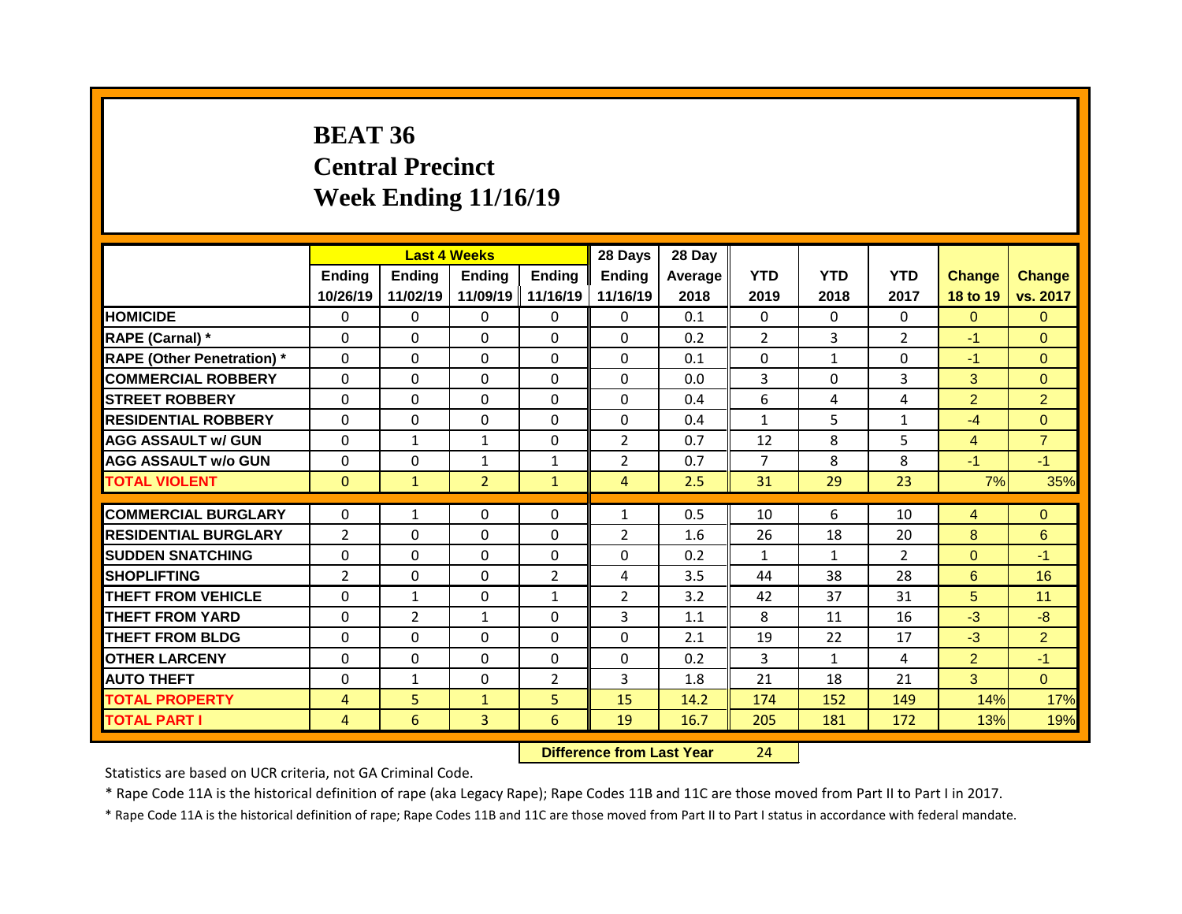# BEAT 36
# Central Precinct
# Week Ending 11/16/19

| | Last 4 Weeks | | | | 28 Days | 28 Day | | | | | |
|---|---|---|---|---|---|---|---|---|---|---|---|
| | Ending 10/26/19 | Ending 11/02/19 | Ending 11/09/19 | Ending 11/16/19 | Ending 11/16/19 | Average 2018 | YTD 2019 | YTD 2018 | YTD 2017 | Change 18 to 19 | Change vs. 2017 |
| HOMICIDE | 0 | 0 | 0 | 0 | 0 | 0.1 | 0 | 0 | 0 | 0 | 0 |
| RAPE (Carnal) * | 0 | 0 | 0 | 0 | 0 | 0.2 | 2 | 3 | 2 | -1 | 0 |
| RAPE (Other Penetration) * | 0 | 0 | 0 | 0 | 0 | 0.1 | 0 | 1 | 0 | -1 | 0 |
| COMMERCIAL ROBBERY | 0 | 0 | 0 | 0 | 0 | 0.0 | 3 | 0 | 3 | 3 | 0 |
| STREET ROBBERY | 0 | 0 | 0 | 0 | 0 | 0.4 | 6 | 4 | 4 | 2 | 2 |
| RESIDENTIAL ROBBERY | 0 | 0 | 0 | 0 | 0 | 0.4 | 1 | 5 | 1 | -4 | 0 |
| AGG ASSAULT w/ GUN | 0 | 1 | 1 | 0 | 2 | 0.7 | 12 | 8 | 5 | 4 | 7 |
| AGG ASSAULT w/o GUN | 0 | 0 | 1 | 1 | 2 | 0.7 | 7 | 8 | 8 | -1 | -1 |
| TOTAL VIOLENT | 0 | 1 | 2 | 1 | 4 | 2.5 | 31 | 29 | 23 | 7% | 35% |
| COMMERCIAL BURGLARY | 0 | 1 | 0 | 0 | 1 | 0.5 | 10 | 6 | 10 | 4 | 0 |
| RESIDENTIAL BURGLARY | 2 | 0 | 0 | 0 | 2 | 1.6 | 26 | 18 | 20 | 8 | 6 |
| SUDDEN SNATCHING | 0 | 0 | 0 | 0 | 0 | 0.2 | 1 | 1 | 2 | 0 | -1 |
| SHOPLIFTING | 2 | 0 | 0 | 2 | 4 | 3.5 | 44 | 38 | 28 | 6 | 16 |
| THEFT FROM VEHICLE | 0 | 1 | 0 | 1 | 2 | 3.2 | 42 | 37 | 31 | 5 | 11 |
| THEFT FROM YARD | 0 | 2 | 1 | 0 | 3 | 1.1 | 8 | 11 | 16 | -3 | -8 |
| THEFT FROM BLDG | 0 | 0 | 0 | 0 | 0 | 2.1 | 19 | 22 | 17 | -3 | 2 |
| OTHER LARCENY | 0 | 0 | 0 | 0 | 0 | 0.2 | 3 | 1 | 4 | 2 | -1 |
| AUTO THEFT | 0 | 1 | 0 | 2 | 3 | 1.8 | 21 | 18 | 21 | 3 | 0 |
| TOTAL PROPERTY | 4 | 5 | 1 | 5 | 15 | 14.2 | 174 | 152 | 149 | 14% | 17% |
| TOTAL PART I | 4 | 6 | 3 | 6 | 19 | 16.7 | 205 | 181 | 172 | 13% | 19% |

**Difference from Last Year** 24

Statistics are based on UCR criteria, not GA Criminal Code.

* Rape Code 11A is the historical definition of rape (aka Legacy Rape); Rape Codes 11B and 11C are those moved from Part II to Part I in 2017.

* Rape Code 11A is the historical definition of rape; Rape Codes 11B and 11C are those moved from Part II to Part I status in accordance with federal mandate.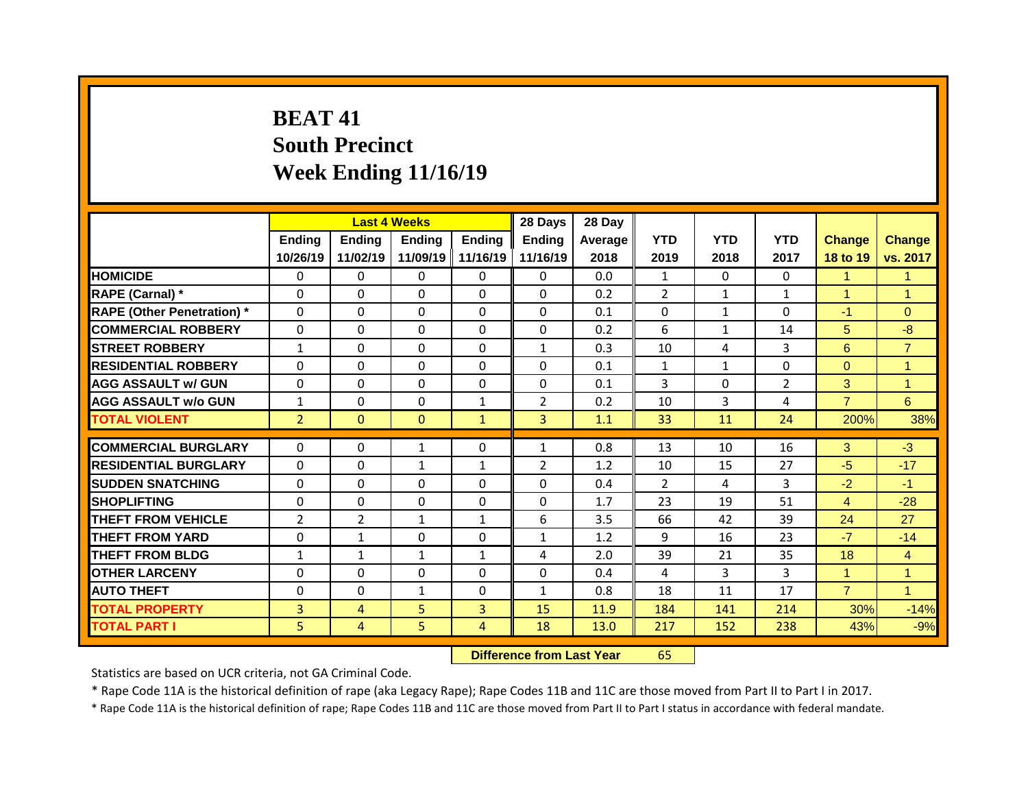# BEAT 41
## South Precinct
## Week Ending 11/16/19

| | Last 4 Weeks | | | | 28 Days | 28 Day | | | | | |
|---|---|---|---|---|---|---|---|---|---|---|---|
| | Ending 10/26/19 | Ending 11/02/19 | Ending 11/09/19 | Ending 11/16/19 | Ending 11/16/19 | Average 2018 | YTD 2019 | YTD 2018 | YTD 2017 | Change 18 to 19 | Change vs. 2017 |
| HOMICIDE | 0 | 0 | 0 | 0 | 0 | 0.0 | 1 | 0 | 0 | 1 | 1 |
| RAPE (Carnal) * | 0 | 0 | 0 | 0 | 0 | 0.2 | 2 | 1 | 1 | 1 | 1 |
| RAPE (Other Penetration) * | 0 | 0 | 0 | 0 | 0 | 0.1 | 0 | 1 | 0 | -1 | 0 |
| COMMERCIAL ROBBERY | 0 | 0 | 0 | 0 | 0 | 0.2 | 6 | 1 | 14 | 5 | -8 |
| STREET ROBBERY | 1 | 0 | 0 | 0 | 1 | 0.3 | 10 | 4 | 3 | 6 | 7 |
| RESIDENTIAL ROBBERY | 0 | 0 | 0 | 0 | 0 | 0.1 | 1 | 1 | 0 | 0 | 1 |
| AGG ASSAULT w/ GUN | 0 | 0 | 0 | 0 | 0 | 0.1 | 3 | 0 | 2 | 3 | 1 |
| AGG ASSAULT w/o GUN | 1 | 0 | 0 | 1 | 2 | 0.2 | 10 | 3 | 4 | 7 | 6 |
| TOTAL VIOLENT | 2 | 0 | 0 | 1 | 3 | 1.1 | 33 | 11 | 24 | 200% | 38% |
| COMMERCIAL BURGLARY | 0 | 0 | 1 | 0 | 1 | 0.8 | 13 | 10 | 16 | 3 | -3 |
| RESIDENTIAL BURGLARY | 0 | 0 | 1 | 1 | 2 | 1.2 | 10 | 15 | 27 | -5 | -17 |
| SUDDEN SNATCHING | 0 | 0 | 0 | 0 | 0 | 0.4 | 2 | 4 | 3 | -2 | -1 |
| SHOPLIFTING | 0 | 0 | 0 | 0 | 0 | 1.7 | 23 | 19 | 51 | 4 | -28 |
| THEFT FROM VEHICLE | 2 | 2 | 1 | 1 | 6 | 3.5 | 66 | 42 | 39 | 24 | 27 |
| THEFT FROM YARD | 0 | 1 | 0 | 0 | 1 | 1.2 | 9 | 16 | 23 | -7 | -14 |
| THEFT FROM BLDG | 1 | 1 | 1 | 1 | 4 | 2.0 | 39 | 21 | 35 | 18 | 4 |
| OTHER LARCENY | 0 | 0 | 0 | 0 | 0 | 0.4 | 4 | 3 | 3 | 1 | 1 |
| AUTO THEFT | 0 | 0 | 1 | 0 | 1 | 0.8 | 18 | 11 | 17 | 7 | 1 |
| TOTAL PROPERTY | 3 | 4 | 5 | 3 | 15 | 11.9 | 184 | 141 | 214 | 30% | -14% |
| TOTAL PART I | 5 | 4 | 5 | 4 | 18 | 13.0 | 217 | 152 | 238 | 43% | -9% |

**Difference from Last Year** 65

Statistics are based on UCR criteria, not GA Criminal Code.

* Rape Code 11A is the historical definition of rape (aka Legacy Rape); Rape Codes 11B and 11C are those moved from Part II to Part I in 2017.

* Rape Code 11A is the historical definition of rape; Rape Codes 11B and 11C are those moved from Part II to Part I status in accordance with federal mandate.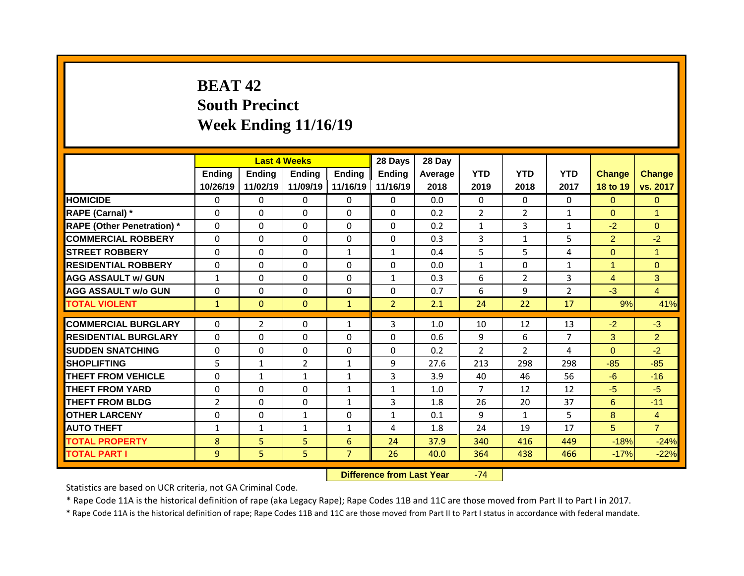# BEAT 42
## South Precinct
## Week Ending 11/16/19

| | Last 4 Weeks | | | | 28 Days | 28 Day | | | | | |
|---|---|---|---|---|---|---|---|---|---|---|---|
| | Ending 10/26/19 | Ending 11/02/19 | Ending 11/09/19 | Ending 11/16/19 | Ending 11/16/19 | Average 2018 | YTD 2019 | YTD 2018 | YTD 2017 | Change 18 to 19 | Change vs. 2017 |
| HOMICIDE | 0 | 0 | 0 | 0 | 0 | 0.0 | 0 | 0 | 0 | 0 | 0 |
| RAPE (Carnal) * | 0 | 0 | 0 | 0 | 0 | 0.2 | 2 | 2 | 1 | 0 | 1 |
| RAPE (Other Penetration) * | 0 | 0 | 0 | 0 | 0 | 0.2 | 1 | 3 | 1 | -2 | 0 |
| COMMERCIAL ROBBERY | 0 | 0 | 0 | 0 | 0 | 0.3 | 3 | 1 | 5 | 2 | -2 |
| STREET ROBBERY | 0 | 0 | 0 | 1 | 1 | 0.4 | 5 | 5 | 4 | 0 | 1 |
| RESIDENTIAL ROBBERY | 0 | 0 | 0 | 0 | 0 | 0.0 | 1 | 0 | 1 | 1 | 0 |
| AGG ASSAULT w/ GUN | 1 | 0 | 0 | 0 | 1 | 0.3 | 6 | 2 | 3 | 4 | 3 |
| AGG ASSAULT w/o GUN | 0 | 0 | 0 | 0 | 0 | 0.7 | 6 | 9 | 2 | -3 | 4 |
| TOTAL VIOLENT | 1 | 0 | 0 | 1 | 2 | 2.1 | 24 | 22 | 17 | 9% | 41% |
| COMMERCIAL BURGLARY | 0 | 2 | 0 | 1 | 3 | 1.0 | 10 | 12 | 13 | -2 | -3 |
| RESIDENTIAL BURGLARY | 0 | 0 | 0 | 0 | 0 | 0.6 | 9 | 6 | 7 | 3 | 2 |
| SUDDEN SNATCHING | 0 | 0 | 0 | 0 | 0 | 0.2 | 2 | 2 | 4 | 0 | -2 |
| SHOPLIFTING | 5 | 1 | 2 | 1 | 9 | 27.6 | 213 | 298 | 298 | -85 | -85 |
| THEFT FROM VEHICLE | 0 | 1 | 1 | 1 | 3 | 3.9 | 40 | 46 | 56 | -6 | -16 |
| THEFT FROM YARD | 0 | 0 | 0 | 1 | 1 | 1.0 | 7 | 12 | 12 | -5 | -5 |
| THEFT FROM BLDG | 2 | 0 | 0 | 1 | 3 | 1.8 | 26 | 20 | 37 | 6 | -11 |
| OTHER LARCENY | 0 | 0 | 1 | 0 | 1 | 0.1 | 9 | 1 | 5 | 8 | 4 |
| AUTO THEFT | 1 | 1 | 1 | 1 | 4 | 1.8 | 24 | 19 | 17 | 5 | 7 |
| TOTAL PROPERTY | 8 | 5 | 5 | 6 | 24 | 37.9 | 340 | 416 | 449 | -18% | -24% |
| TOTAL PART I | 9 | 5 | 5 | 7 | 26 | 40.0 | 364 | 438 | 466 | -17% | -22% |

**Difference from Last Year** -74

Statistics are based on UCR criteria, not GA Criminal Code.

* Rape Code 11A is the historical definition of rape (aka Legacy Rape); Rape Codes 11B and 11C are those moved from Part II to Part I in 2017.

* Rape Code 11A is the historical definition of rape; Rape Codes 11B and 11C are those moved from Part II to Part I status in accordance with federal mandate.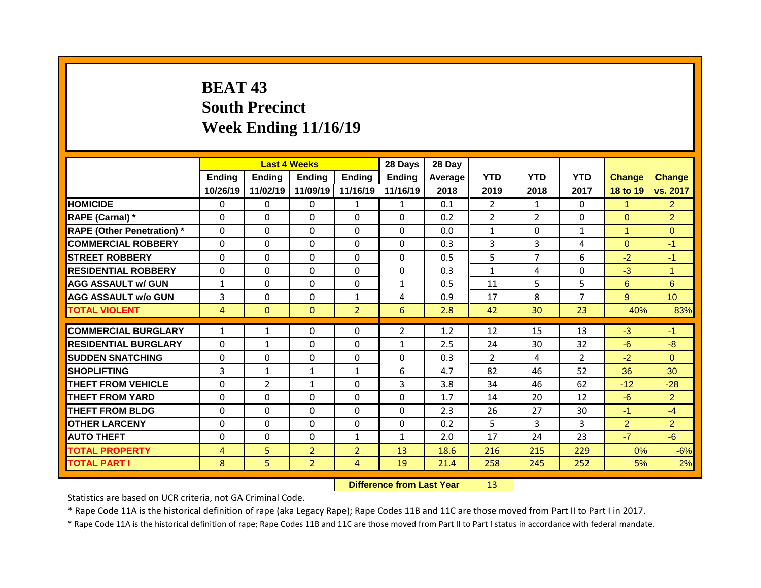# BEAT 43
## South Precinct
## Week Ending 11/16/19

| | Last 4 Weeks | | | | 28 Days | 28 Day | | | | | |
|---|---|---|---|---|---|---|---|---|---|---|---|
| | Ending 10/26/19 | Ending 11/02/19 | Ending 11/09/19 | Ending 11/16/19 | Ending 11/16/19 | Average 2018 | YTD 2019 | YTD 2018 | YTD 2017 | Change 18 to 19 | Change vs. 2017 |
| HOMICIDE | 0 | 0 | 0 | 1 | 1 | 0.1 | 2 | 1 | 0 | 1 | 2 |
| RAPE (Carnal) * | 0 | 0 | 0 | 0 | 0 | 0.2 | 2 | 2 | 0 | 0 | 2 |
| RAPE (Other Penetration) * | 0 | 0 | 0 | 0 | 0 | 0.0 | 1 | 0 | 1 | 1 | 0 |
| COMMERCIAL ROBBERY | 0 | 0 | 0 | 0 | 0 | 0.3 | 3 | 3 | 4 | 0 | -1 |
| STREET ROBBERY | 0 | 0 | 0 | 0 | 0 | 0.5 | 5 | 7 | 6 | -2 | -1 |
| RESIDENTIAL ROBBERY | 0 | 0 | 0 | 0 | 0 | 0.3 | 1 | 4 | 0 | -3 | 1 |
| AGG ASSAULT w/ GUN | 1 | 0 | 0 | 0 | 1 | 0.5 | 11 | 5 | 5 | 6 | 6 |
| AGG ASSAULT w/o GUN | 3 | 0 | 0 | 1 | 4 | 0.9 | 17 | 8 | 7 | 9 | 10 |
| TOTAL VIOLENT | 4 | 0 | 0 | 2 | 6 | 2.8 | 42 | 30 | 23 | 40% | 83% |
| COMMERCIAL BURGLARY | 1 | 1 | 0 | 0 | 2 | 1.2 | 12 | 15 | 13 | -3 | -1 |
| RESIDENTIAL BURGLARY | 0 | 1 | 0 | 0 | 1 | 2.5 | 24 | 30 | 32 | -6 | -8 |
| SUDDEN SNATCHING | 0 | 0 | 0 | 0 | 0 | 0.3 | 2 | 4 | 2 | -2 | 0 |
| SHOPLIFTING | 3 | 1 | 1 | 1 | 6 | 4.7 | 82 | 46 | 52 | 36 | 30 |
| THEFT FROM VEHICLE | 0 | 2 | 1 | 0 | 3 | 3.8 | 34 | 46 | 62 | -12 | -28 |
| THEFT FROM YARD | 0 | 0 | 0 | 0 | 0 | 1.7 | 14 | 20 | 12 | -6 | 2 |
| THEFT FROM BLDG | 0 | 0 | 0 | 0 | 0 | 2.3 | 26 | 27 | 30 | -1 | -4 |
| OTHER LARCENY | 0 | 0 | 0 | 0 | 0 | 0.2 | 5 | 3 | 3 | 2 | 2 |
| AUTO THEFT | 0 | 0 | 0 | 1 | 1 | 2.0 | 17 | 24 | 23 | -7 | -6 |
| TOTAL PROPERTY | 4 | 5 | 2 | 2 | 13 | 18.6 | 216 | 215 | 229 | 0% | -6% |
| TOTAL PART I | 8 | 5 | 2 | 4 | 19 | 21.4 | 258 | 245 | 252 | 5% | 2% |

**Difference from Last Year** 13

Statistics are based on UCR criteria, not GA Criminal Code.

* Rape Code 11A is the historical definition of rape (aka Legacy Rape); Rape Codes 11B and 11C are those moved from Part II to Part I in 2017.

* Rape Code 11A is the historical definition of rape; Rape Codes 11B and 11C are those moved from Part II to Part I status in accordance with federal mandate.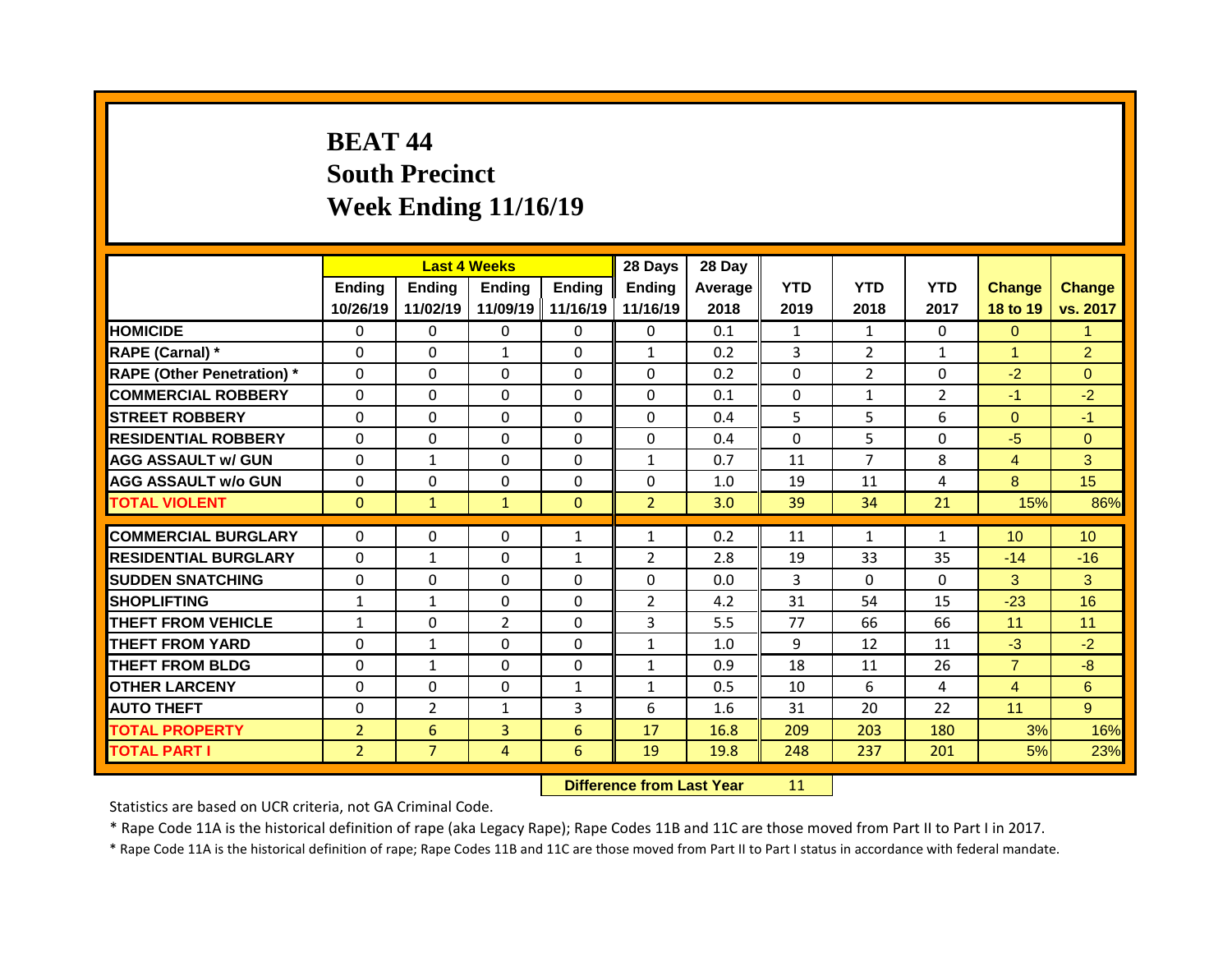# BEAT 44
## South Precinct
## Week Ending 11/16/19

| | Last 4 Weeks | | | | 28 Days | 28 Day | | | | | |
|---|---|---|---|---|---|---|---|---|---|---|---|
| | Ending 10/26/19 | Ending 11/02/19 | Ending 11/09/19 | Ending 11/16/19 | Ending 11/16/19 | Average 2018 | YTD 2019 | YTD 2018 | YTD 2017 | Change 18 to 19 | Change vs. 2017 |
| HOMICIDE | 0 | 0 | 0 | 0 | 0 | 0.1 | 1 | 1 | 0 | 0 | 1 |
| RAPE (Carnal) * | 0 | 0 | 1 | 0 | 1 | 0.2 | 3 | 2 | 1 | 1 | 2 |
| RAPE (Other Penetration) * | 0 | 0 | 0 | 0 | 0 | 0.2 | 0 | 2 | 0 | -2 | 0 |
| COMMERCIAL ROBBERY | 0 | 0 | 0 | 0 | 0 | 0.1 | 0 | 1 | 2 | -1 | -2 |
| STREET ROBBERY | 0 | 0 | 0 | 0 | 0 | 0.4 | 5 | 5 | 6 | 0 | -1 |
| RESIDENTIAL ROBBERY | 0 | 0 | 0 | 0 | 0 | 0.4 | 0 | 5 | 0 | -5 | 0 |
| AGG ASSAULT w/ GUN | 0 | 1 | 0 | 0 | 1 | 0.7 | 11 | 7 | 8 | 4 | 3 |
| AGG ASSAULT w/o GUN | 0 | 0 | 0 | 0 | 0 | 1.0 | 19 | 11 | 4 | 8 | 15 |
| TOTAL VIOLENT | 0 | 1 | 1 | 0 | 2 | 3.0 | 39 | 34 | 21 | 15% | 86% |
| COMMERCIAL BURGLARY | 0 | 0 | 0 | 1 | 1 | 0.2 | 11 | 1 | 1 | 10 | 10 |
| RESIDENTIAL BURGLARY | 0 | 1 | 0 | 1 | 2 | 2.8 | 19 | 33 | 35 | -14 | -16 |
| SUDDEN SNATCHING | 0 | 0 | 0 | 0 | 0 | 0.0 | 3 | 0 | 0 | 3 | 3 |
| SHOPLIFTING | 1 | 1 | 0 | 0 | 2 | 4.2 | 31 | 54 | 15 | -23 | 16 |
| THEFT FROM VEHICLE | 1 | 0 | 2 | 0 | 3 | 5.5 | 77 | 66 | 66 | 11 | 11 |
| THEFT FROM YARD | 0 | 1 | 0 | 0 | 1 | 1.0 | 9 | 12 | 11 | -3 | -2 |
| THEFT FROM BLDG | 0 | 1 | 0 | 0 | 1 | 0.9 | 18 | 11 | 26 | 7 | -8 |
| OTHER LARCENY | 0 | 0 | 0 | 1 | 1 | 0.5 | 10 | 6 | 4 | 4 | 6 |
| AUTO THEFT | 0 | 2 | 1 | 3 | 6 | 1.6 | 31 | 20 | 22 | 11 | 9 |
| TOTAL PROPERTY | 2 | 6 | 3 | 6 | 17 | 16.8 | 209 | 203 | 180 | 3% | 16% |
| TOTAL PART I | 2 | 7 | 4 | 6 | 19 | 19.8 | 248 | 237 | 201 | 5% | 23% |

**Difference from Last Year** 11

Statistics are based on UCR criteria, not GA Criminal Code.

* Rape Code 11A is the historical definition of rape (aka Legacy Rape); Rape Codes 11B and 11C are those moved from Part II to Part I in 2017.

* Rape Code 11A is the historical definition of rape; Rape Codes 11B and 11C are those moved from Part II to Part I status in accordance with federal mandate.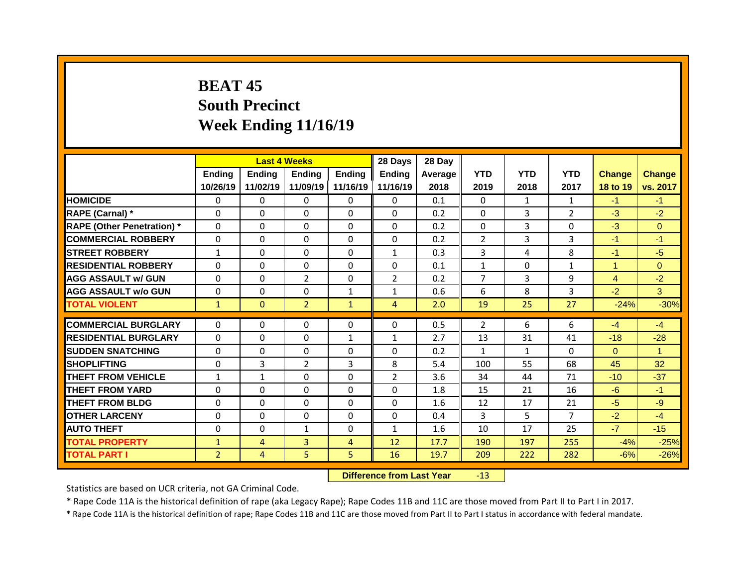# BEAT 45
# South Precinct
# Week Ending 11/16/19

| | Last 4 Weeks | | | | 28 Days | 28 Day | YTD | YTD | YTD | Change | Change |
|---|---|---|---|---|---|---|---|---|---|---|---|
| | Ending 10/26/19 | Ending 11/02/19 | Ending 11/09/19 | Ending 11/16/19 | Ending 11/16/19 | Average 2018 | 2019 | 2018 | 2017 | 18 to 19 | vs. 2017 |
| HOMICIDE | 0 | 0 | 0 | 0 | 0 | 0.1 | 0 | 1 | 1 | -1 | -1 |
| RAPE (Carnal) * | 0 | 0 | 0 | 0 | 0 | 0.2 | 0 | 3 | 2 | -3 | -2 |
| RAPE (Other Penetration) * | 0 | 0 | 0 | 0 | 0 | 0.2 | 0 | 3 | 0 | -3 | 0 |
| COMMERCIAL ROBBERY | 0 | 0 | 0 | 0 | 0 | 0.2 | 2 | 3 | 3 | -1 | -1 |
| STREET ROBBERY | 1 | 0 | 0 | 0 | 1 | 0.3 | 3 | 4 | 8 | -1 | -5 |
| RESIDENTIAL ROBBERY | 0 | 0 | 0 | 0 | 0 | 0.1 | 1 | 0 | 1 | 1 | 0 |
| AGG ASSAULT w/ GUN | 0 | 0 | 2 | 0 | 2 | 0.2 | 7 | 3 | 9 | 4 | -2 |
| AGG ASSAULT w/o GUN | 0 | 0 | 0 | 1 | 1 | 0.6 | 6 | 8 | 3 | -2 | 3 |
| TOTAL VIOLENT | 1 | 0 | 2 | 1 | 4 | 2.0 | 19 | 25 | 27 | -24% | -30% |
| COMMERCIAL BURGLARY | 0 | 0 | 0 | 0 | 0 | 0.5 | 2 | 6 | 6 | -4 | -4 |
| RESIDENTIAL BURGLARY | 0 | 0 | 0 | 1 | 1 | 2.7 | 13 | 31 | 41 | -18 | -28 |
| SUDDEN SNATCHING | 0 | 0 | 0 | 0 | 0 | 0.2 | 1 | 1 | 0 | 0 | 1 |
| SHOPLIFTING | 0 | 3 | 2 | 3 | 8 | 5.4 | 100 | 55 | 68 | 45 | 32 |
| THEFT FROM VEHICLE | 1 | 1 | 0 | 0 | 2 | 3.6 | 34 | 44 | 71 | -10 | -37 |
| THEFT FROM YARD | 0 | 0 | 0 | 0 | 0 | 1.8 | 15 | 21 | 16 | -6 | -1 |
| THEFT FROM BLDG | 0 | 0 | 0 | 0 | 0 | 1.6 | 12 | 17 | 21 | -5 | -9 |
| OTHER LARCENY | 0 | 0 | 0 | 0 | 0 | 0.4 | 3 | 5 | 7 | -2 | -4 |
| AUTO THEFT | 0 | 0 | 1 | 0 | 1 | 1.6 | 10 | 17 | 25 | -7 | -15 |
| TOTAL PROPERTY | 1 | 4 | 3 | 4 | 12 | 17.7 | 190 | 197 | 255 | -4% | -25% |
| TOTAL PART I | 2 | 4 | 5 | 5 | 16 | 19.7 | 209 | 222 | 282 | -6% | -26% |

**Difference from Last Year** -13

Statistics are based on UCR criteria, not GA Criminal Code.

* Rape Code 11A is the historical definition of rape (aka Legacy Rape); Rape Codes 11B and 11C are those moved from Part II to Part I in 2017.

* Rape Code 11A is the historical definition of rape; Rape Codes 11B and 11C are those moved from Part II to Part I status in accordance with federal mandate.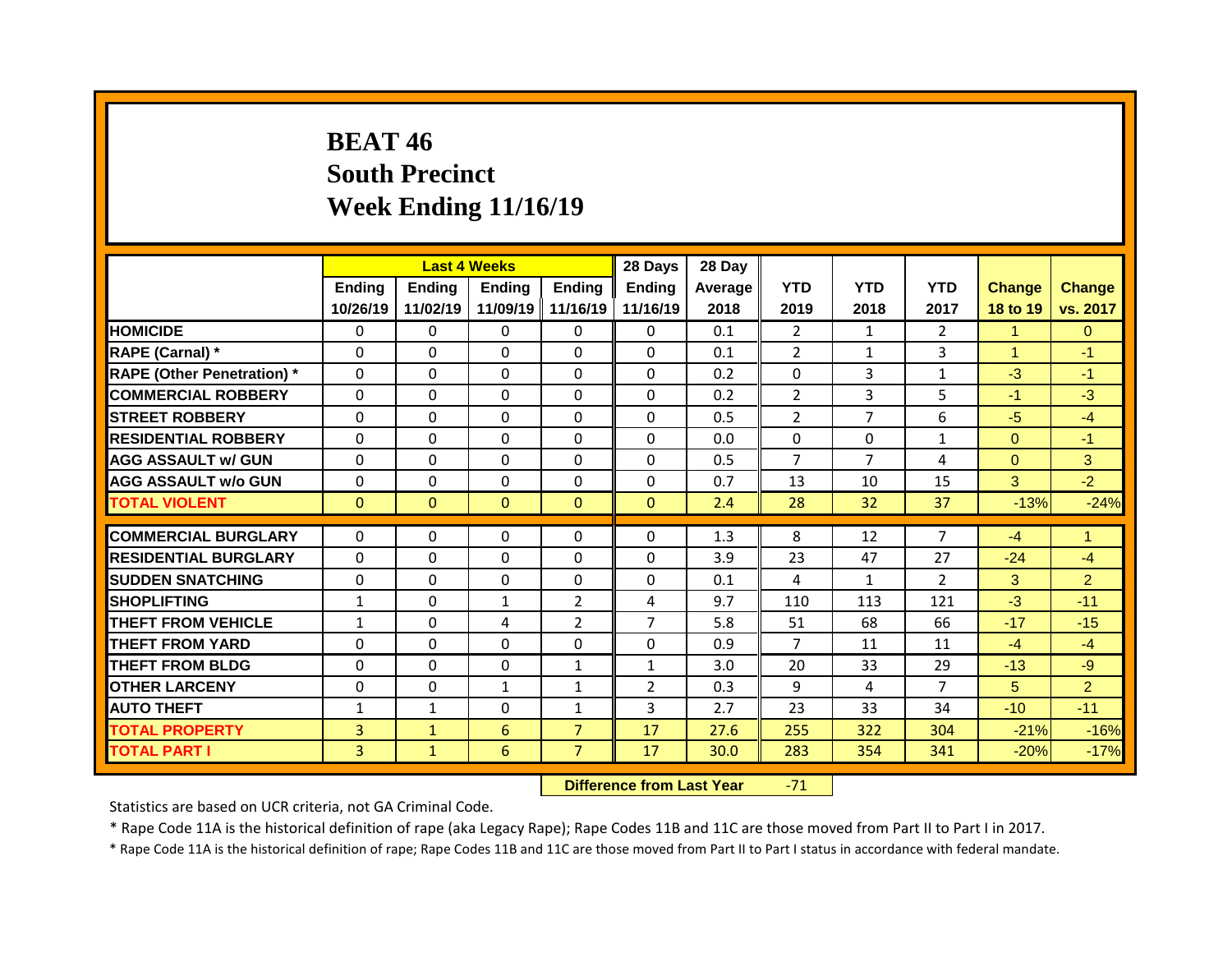# BEAT 46
## South Precinct
## Week Ending 11/16/19

| | Last 4 Weeks | | | | 28 Days | 28 Day | | | | | |
|---|---|---|---|---|---|---|---|---|---|---|---|
| | Ending 10/26/19 | Ending 11/02/19 | Ending 11/09/19 | Ending 11/16/19 | Ending 11/16/19 | Average 2018 | YTD 2019 | YTD 2018 | YTD 2017 | Change 18 to 19 | Change vs. 2017 |
| HOMICIDE | 0 | 0 | 0 | 0 | 0 | 0.1 | 2 | 1 | 2 | 1 | 0 |
| RAPE (Carnal) * | 0 | 0 | 0 | 0 | 0 | 0.1 | 2 | 1 | 3 | 1 | -1 |
| RAPE (Other Penetration) * | 0 | 0 | 0 | 0 | 0 | 0.2 | 0 | 3 | 1 | -3 | -1 |
| COMMERCIAL ROBBERY | 0 | 0 | 0 | 0 | 0 | 0.2 | 2 | 3 | 5 | -1 | -3 |
| STREET ROBBERY | 0 | 0 | 0 | 0 | 0 | 0.5 | 2 | 7 | 6 | -5 | -4 |
| RESIDENTIAL ROBBERY | 0 | 0 | 0 | 0 | 0 | 0.0 | 0 | 0 | 1 | 0 | -1 |
| AGG ASSAULT w/ GUN | 0 | 0 | 0 | 0 | 0 | 0.5 | 7 | 7 | 4 | 0 | 3 |
| AGG ASSAULT w/o GUN | 0 | 0 | 0 | 0 | 0 | 0.7 | 13 | 10 | 15 | 3 | -2 |
| TOTAL VIOLENT | 0 | 0 | 0 | 0 | 0 | 2.4 | 28 | 32 | 37 | -13% | -24% |
| COMMERCIAL BURGLARY | 0 | 0 | 0 | 0 | 0 | 1.3 | 8 | 12 | 7 | -4 | 1 |
| RESIDENTIAL BURGLARY | 0 | 0 | 0 | 0 | 0 | 3.9 | 23 | 47 | 27 | -24 | -4 |
| SUDDEN SNATCHING | 0 | 0 | 0 | 0 | 0 | 0.1 | 4 | 1 | 2 | 3 | 2 |
| SHOPLIFTING | 1 | 0 | 1 | 2 | 4 | 9.7 | 110 | 113 | 121 | -3 | -11 |
| THEFT FROM VEHICLE | 1 | 0 | 4 | 2 | 7 | 5.8 | 51 | 68 | 66 | -17 | -15 |
| THEFT FROM YARD | 0 | 0 | 0 | 0 | 0 | 0.9 | 7 | 11 | 11 | -4 | -4 |
| THEFT FROM BLDG | 0 | 0 | 0 | 1 | 1 | 3.0 | 20 | 33 | 29 | -13 | -9 |
| OTHER LARCENY | 0 | 0 | 1 | 1 | 2 | 0.3 | 9 | 4 | 7 | 5 | 2 |
| AUTO THEFT | 1 | 1 | 0 | 1 | 3 | 2.7 | 23 | 33 | 34 | -10 | -11 |
| TOTAL PROPERTY | 3 | 1 | 6 | 7 | 17 | 27.6 | 255 | 322 | 304 | -21% | -16% |
| TOTAL PART I | 3 | 1 | 6 | 7 | 17 | 30.0 | 283 | 354 | 341 | -20% | -17% |

**Difference from Last Year** -71

Statistics are based on UCR criteria, not GA Criminal Code.

* Rape Code 11A is the historical definition of rape (aka Legacy Rape); Rape Codes 11B and 11C are those moved from Part II to Part I in 2017.

* Rape Code 11A is the historical definition of rape; Rape Codes 11B and 11C are those moved from Part II to Part I status in accordance with federal mandate.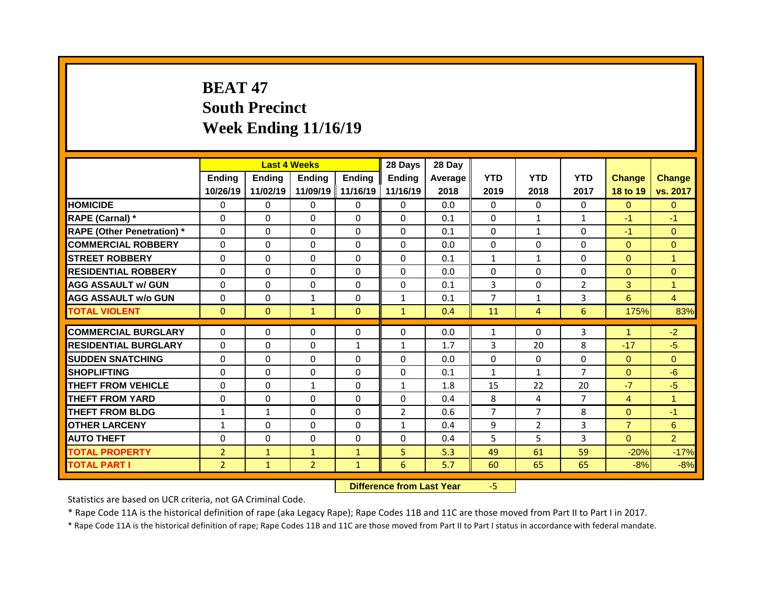# BEAT 47
# South Precinct
# Week Ending 11/16/19

| | Last 4 Weeks | | | | 28 Days | 28 Day | | | | | |
|---|---|---|---|---|---|---|---|---|---|---|---|
| | Ending 10/26/19 | Ending 11/02/19 | Ending 11/09/19 | Ending 11/16/19 | Ending 11/16/19 | Average 2018 | YTD 2019 | YTD 2018 | YTD 2017 | Change 18 to 19 | Change vs. 2017 |
| HOMICIDE | 0 | 0 | 0 | 0 | 0 | 0.0 | 0 | 0 | 0 | 0 | 0 |
| RAPE (Carnal) * | 0 | 0 | 0 | 0 | 0 | 0.1 | 0 | 1 | 1 | -1 | -1 |
| RAPE (Other Penetration) * | 0 | 0 | 0 | 0 | 0 | 0.1 | 0 | 1 | 0 | -1 | 0 |
| COMMERCIAL ROBBERY | 0 | 0 | 0 | 0 | 0 | 0.0 | 0 | 0 | 0 | 0 | 0 |
| STREET ROBBERY | 0 | 0 | 0 | 0 | 0 | 0.1 | 1 | 1 | 0 | 0 | 1 |
| RESIDENTIAL ROBBERY | 0 | 0 | 0 | 0 | 0 | 0.0 | 0 | 0 | 0 | 0 | 0 |
| AGG ASSAULT w/ GUN | 0 | 0 | 0 | 0 | 0 | 0.1 | 3 | 0 | 2 | 3 | 1 |
| AGG ASSAULT w/o GUN | 0 | 0 | 1 | 0 | 1 | 0.1 | 7 | 1 | 3 | 6 | 4 |
| TOTAL VIOLENT | 0 | 0 | 1 | 0 | 1 | 0.4 | 11 | 4 | 6 | 175% | 83% |
| COMMERCIAL BURGLARY | 0 | 0 | 0 | 0 | 0 | 0.0 | 1 | 0 | 3 | 1 | -2 |
| RESIDENTIAL BURGLARY | 0 | 0 | 0 | 1 | 1 | 1.7 | 3 | 20 | 8 | -17 | -5 |
| SUDDEN SNATCHING | 0 | 0 | 0 | 0 | 0 | 0.0 | 0 | 0 | 0 | 0 | 0 |
| SHOPLIFTING | 0 | 0 | 0 | 0 | 0 | 0.1 | 1 | 1 | 7 | 0 | -6 |
| THEFT FROM VEHICLE | 0 | 0 | 1 | 0 | 1 | 1.8 | 15 | 22 | 20 | -7 | -5 |
| THEFT FROM YARD | 0 | 0 | 0 | 0 | 0 | 0.4 | 8 | 4 | 7 | 4 | 1 |
| THEFT FROM BLDG | 1 | 1 | 0 | 0 | 2 | 0.6 | 7 | 7 | 8 | 0 | -1 |
| OTHER LARCENY | 1 | 0 | 0 | 0 | 1 | 0.4 | 9 | 2 | 3 | 7 | 6 |
| AUTO THEFT | 0 | 0 | 0 | 0 | 0 | 0.4 | 5 | 5 | 3 | 0 | 2 |
| TOTAL PROPERTY | 2 | 1 | 1 | 1 | 5 | 5.3 | 49 | 61 | 59 | -20% | -17% |
| TOTAL PART I | 2 | 1 | 2 | 1 | 6 | 5.7 | 60 | 65 | 65 | -8% | -8% |

**Difference from Last Year** -5

Statistics are based on UCR criteria, not GA Criminal Code.

* Rape Code 11A is the historical definition of rape (aka Legacy Rape); Rape Codes 11B and 11C are those moved from Part II to Part I in 2017.

* Rape Code 11A is the historical definition of rape; Rape Codes 11B and 11C are those moved from Part II to Part I status in accordance with federal mandate.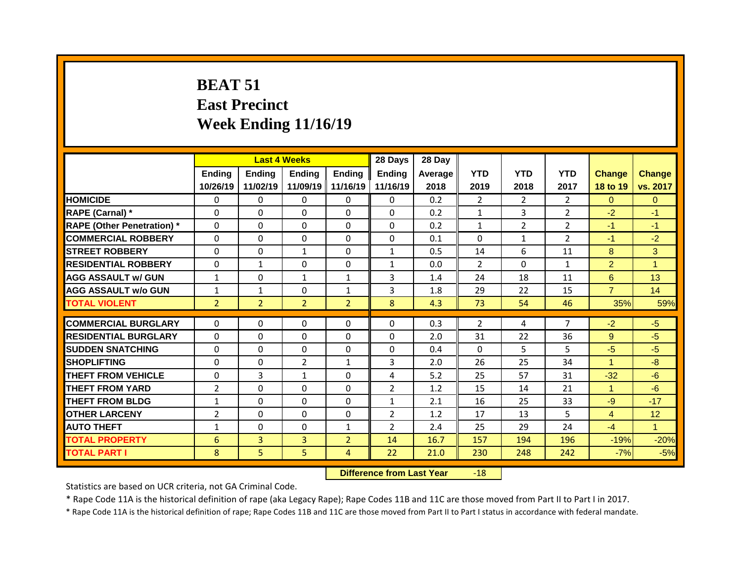# BEAT 51
# East Precinct
# Week Ending 11/16/19

| | Last 4 Weeks | | | | 28 Days | 28 Day | | | | | |
|---|---|---|---|---|---|---|---|---|---|---|---|
| | Ending 10/26/19 | Ending 11/02/19 | Ending 11/09/19 | Ending 11/16/19 | Ending 11/16/19 | Average 2018 | YTD 2019 | YTD 2018 | YTD 2017 | Change 18 to 19 | Change vs. 2017 |
| HOMICIDE | 0 | 0 | 0 | 0 | 0 | 0.2 | 2 | 2 | 2 | 0 | 0 |
| RAPE (Carnal) * | 0 | 0 | 0 | 0 | 0 | 0.2 | 1 | 3 | 2 | -2 | -1 |
| RAPE (Other Penetration) * | 0 | 0 | 0 | 0 | 0 | 0.2 | 1 | 2 | 2 | -1 | -1 |
| COMMERCIAL ROBBERY | 0 | 0 | 0 | 0 | 0 | 0.1 | 0 | 1 | 2 | -1 | -2 |
| STREET ROBBERY | 0 | 0 | 1 | 0 | 1 | 0.5 | 14 | 6 | 11 | 8 | 3 |
| RESIDENTIAL ROBBERY | 0 | 1 | 0 | 0 | 1 | 0.0 | 2 | 0 | 1 | 2 | 1 |
| AGG ASSAULT w/ GUN | 1 | 0 | 1 | 1 | 3 | 1.4 | 24 | 18 | 11 | 6 | 13 |
| AGG ASSAULT w/o GUN | 1 | 1 | 0 | 1 | 3 | 1.8 | 29 | 22 | 15 | 7 | 14 |
| TOTAL VIOLENT | 2 | 2 | 2 | 2 | 8 | 4.3 | 73 | 54 | 46 | 35% | 59% |
| COMMERCIAL BURGLARY | 0 | 0 | 0 | 0 | 0 | 0.3 | 2 | 4 | 7 | -2 | -5 |
| RESIDENTIAL BURGLARY | 0 | 0 | 0 | 0 | 0 | 2.0 | 31 | 22 | 36 | 9 | -5 |
| SUDDEN SNATCHING | 0 | 0 | 0 | 0 | 0 | 0.4 | 0 | 5 | 5 | -5 | -5 |
| SHOPLIFTING | 0 | 0 | 2 | 1 | 3 | 2.0 | 26 | 25 | 34 | 1 | -8 |
| THEFT FROM VEHICLE | 0 | 3 | 1 | 0 | 4 | 5.2 | 25 | 57 | 31 | -32 | -6 |
| THEFT FROM YARD | 2 | 0 | 0 | 0 | 2 | 1.2 | 15 | 14 | 21 | 1 | -6 |
| THEFT FROM BLDG | 1 | 0 | 0 | 0 | 1 | 2.1 | 16 | 25 | 33 | -9 | -17 |
| OTHER LARCENY | 2 | 0 | 0 | 0 | 2 | 1.2 | 17 | 13 | 5 | 4 | 12 |
| AUTO THEFT | 1 | 0 | 0 | 1 | 2 | 2.4 | 25 | 29 | 24 | -4 | 1 |
| TOTAL PROPERTY | 6 | 3 | 3 | 2 | 14 | 16.7 | 157 | 194 | 196 | -19% | -20% |
| TOTAL PART I | 8 | 5 | 5 | 4 | 22 | 21.0 | 230 | 248 | 242 | -7% | -5% |

**Difference from Last Year** -18

Statistics are based on UCR criteria, not GA Criminal Code.

* Rape Code 11A is the historical definition of rape (aka Legacy Rape); Rape Codes 11B and 11C are those moved from Part II to Part I in 2017.

* Rape Code 11A is the historical definition of rape; Rape Codes 11B and 11C are those moved from Part II to Part I status in accordance with federal mandate.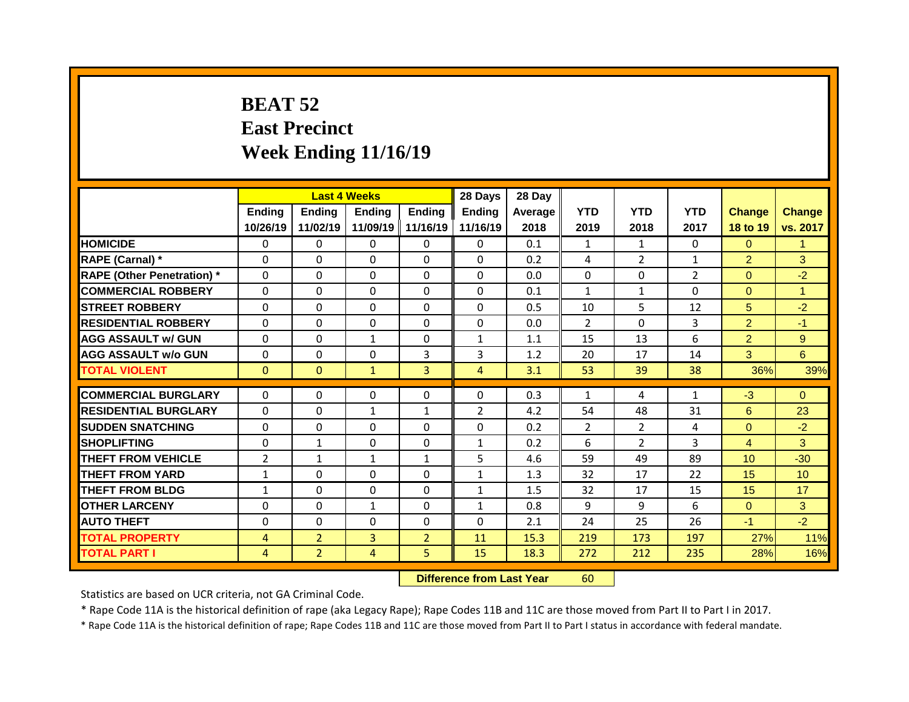# BEAT 52
# East Precinct
# Week Ending 11/16/19

| | Last 4 Weeks | | | | 28 Days | 28 Day | | | | | |
|---|---|---|---|---|---|---|---|---|---|---|---|
| | Ending 10/26/19 | Ending 11/02/19 | Ending 11/09/19 | Ending 11/16/19 | Ending 11/16/19 | Average 2018 | YTD 2019 | YTD 2018 | YTD 2017 | Change 18 to 19 | Change vs. 2017 |
| HOMICIDE | 0 | 0 | 0 | 0 | 0 | 0.1 | 1 | 1 | 0 | 0 | 1 |
| RAPE (Carnal) * | 0 | 0 | 0 | 0 | 0 | 0.2 | 4 | 2 | 1 | 2 | 3 |
| RAPE (Other Penetration) * | 0 | 0 | 0 | 0 | 0 | 0.0 | 0 | 0 | 2 | 0 | -2 |
| COMMERCIAL ROBBERY | 0 | 0 | 0 | 0 | 0 | 0.1 | 1 | 1 | 0 | 0 | 1 |
| STREET ROBBERY | 0 | 0 | 0 | 0 | 0 | 0.5 | 10 | 5 | 12 | 5 | -2 |
| RESIDENTIAL ROBBERY | 0 | 0 | 0 | 0 | 0 | 0.0 | 2 | 0 | 3 | 2 | -1 |
| AGG ASSAULT w/ GUN | 0 | 0 | 1 | 0 | 1 | 1.1 | 15 | 13 | 6 | 2 | 9 |
| AGG ASSAULT w/o GUN | 0 | 0 | 0 | 3 | 3 | 1.2 | 20 | 17 | 14 | 3 | 6 |
| TOTAL VIOLENT | 0 | 0 | 1 | 3 | 4 | 3.1 | 53 | 39 | 38 | 36% | 39% |
| COMMERCIAL BURGLARY | 0 | 0 | 0 | 0 | 0 | 0.3 | 1 | 4 | 1 | -3 | 0 |
| RESIDENTIAL BURGLARY | 0 | 0 | 1 | 1 | 2 | 4.2 | 54 | 48 | 31 | 6 | 23 |
| SUDDEN SNATCHING | 0 | 0 | 0 | 0 | 0 | 0.2 | 2 | 2 | 4 | 0 | -2 |
| SHOPLIFTING | 0 | 1 | 0 | 0 | 1 | 0.2 | 6 | 2 | 3 | 4 | 3 |
| THEFT FROM VEHICLE | 2 | 1 | 1 | 1 | 5 | 4.6 | 59 | 49 | 89 | 10 | -30 |
| THEFT FROM YARD | 1 | 0 | 0 | 0 | 1 | 1.3 | 32 | 17 | 22 | 15 | 10 |
| THEFT FROM BLDG | 1 | 0 | 0 | 0 | 1 | 1.5 | 32 | 17 | 15 | 15 | 17 |
| OTHER LARCENY | 0 | 0 | 1 | 0 | 1 | 0.8 | 9 | 9 | 6 | 0 | 3 |
| AUTO THEFT | 0 | 0 | 0 | 0 | 0 | 2.1 | 24 | 25 | 26 | -1 | -2 |
| TOTAL PROPERTY | 4 | 2 | 3 | 2 | 11 | 15.3 | 219 | 173 | 197 | 27% | 11% |
| TOTAL PART I | 4 | 2 | 4 | 5 | 15 | 18.3 | 272 | 212 | 235 | 28% | 16% |

**Difference from Last Year** 60

Statistics are based on UCR criteria, not GA Criminal Code.

* Rape Code 11A is the historical definition of rape (aka Legacy Rape); Rape Codes 11B and 11C are those moved from Part II to Part I in 2017.

* Rape Code 11A is the historical definition of rape; Rape Codes 11B and 11C are those moved from Part II to Part I status in accordance with federal mandate.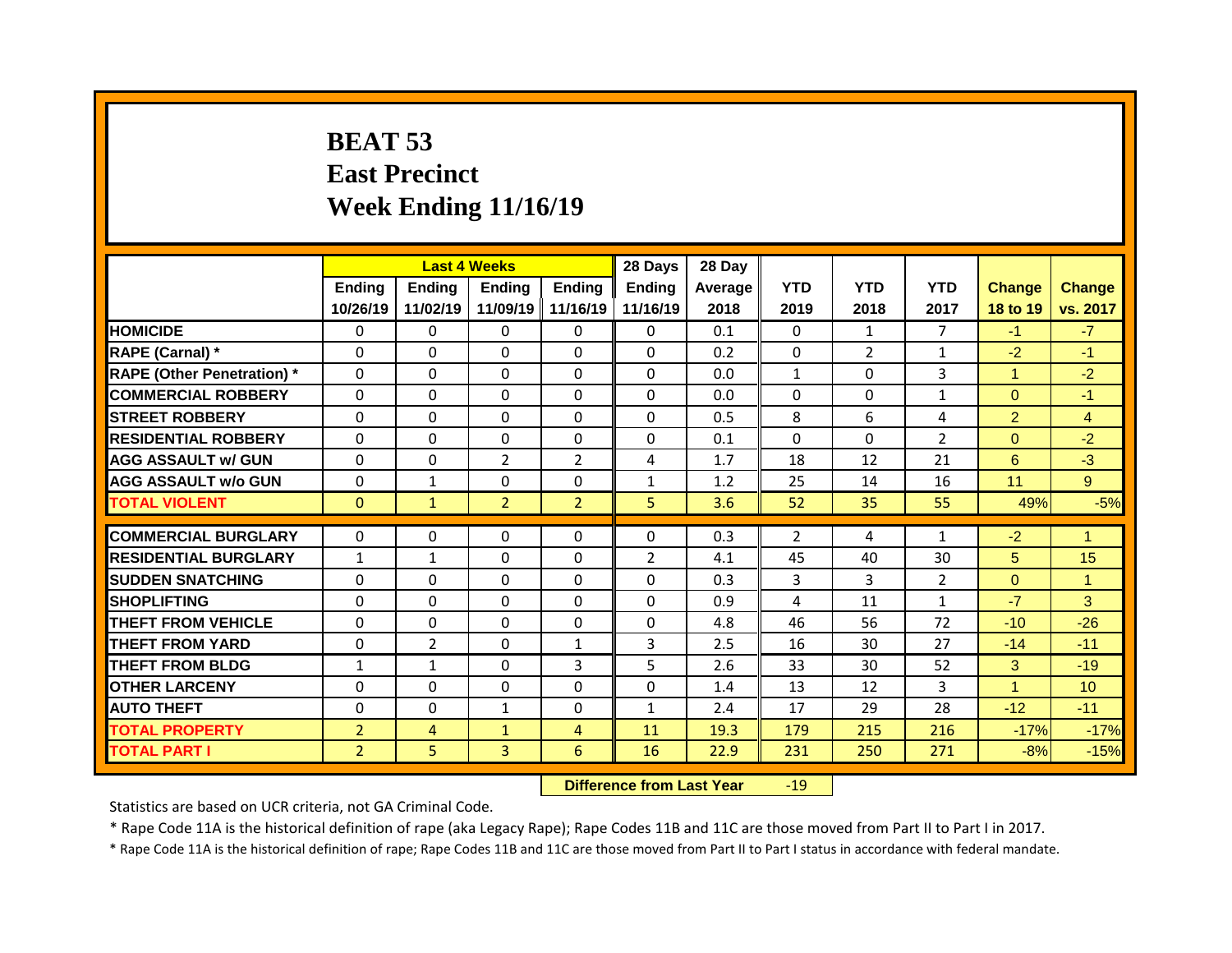# BEAT 53
# East Precinct
# Week Ending 11/16/19

| | Last 4 Weeks | | | | 28 Days | 28 Day | | | | | |
|---|---|---|---|---|---|---|---|---|---|---|---|
| | Ending 10/26/19 | Ending 11/02/19 | Ending 11/09/19 | Ending 11/16/19 | Ending 11/16/19 | Average 2018 | YTD 2019 | YTD 2018 | YTD 2017 | Change 18 to 19 | Change vs. 2017 |
| HOMICIDE | 0 | 0 | 0 | 0 | 0 | 0.1 | 0 | 1 | 7 | -1 | -7 |
| RAPE (Carnal) * | 0 | 0 | 0 | 0 | 0 | 0.2 | 0 | 2 | 1 | -2 | -1 |
| RAPE (Other Penetration) * | 0 | 0 | 0 | 0 | 0 | 0.0 | 1 | 0 | 3 | 1 | -2 |
| COMMERCIAL ROBBERY | 0 | 0 | 0 | 0 | 0 | 0.0 | 0 | 0 | 1 | 0 | -1 |
| STREET ROBBERY | 0 | 0 | 0 | 0 | 0 | 0.5 | 8 | 6 | 4 | 2 | 4 |
| RESIDENTIAL ROBBERY | 0 | 0 | 0 | 0 | 0 | 0.1 | 0 | 0 | 2 | 0 | -2 |
| AGG ASSAULT w/ GUN | 0 | 0 | 2 | 2 | 4 | 1.7 | 18 | 12 | 21 | 6 | -3 |
| AGG ASSAULT w/o GUN | 0 | 1 | 0 | 0 | 1 | 1.2 | 25 | 14 | 16 | 11 | 9 |
| TOTAL VIOLENT | 0 | 1 | 2 | 2 | 5 | 3.6 | 52 | 35 | 55 | 49% | -5% |
| COMMERCIAL BURGLARY | 0 | 0 | 0 | 0 | 0 | 0.3 | 2 | 4 | 1 | -2 | 1 |
| RESIDENTIAL BURGLARY | 1 | 1 | 0 | 0 | 2 | 4.1 | 45 | 40 | 30 | 5 | 15 |
| SUDDEN SNATCHING | 0 | 0 | 0 | 0 | 0 | 0.3 | 3 | 3 | 2 | 0 | 1 |
| SHOPLIFTING | 0 | 0 | 0 | 0 | 0 | 0.9 | 4 | 11 | 1 | -7 | 3 |
| THEFT FROM VEHICLE | 0 | 0 | 0 | 0 | 0 | 4.8 | 46 | 56 | 72 | -10 | -26 |
| THEFT FROM YARD | 0 | 2 | 0 | 1 | 3 | 2.5 | 16 | 30 | 27 | -14 | -11 |
| THEFT FROM BLDG | 1 | 1 | 0 | 3 | 5 | 2.6 | 33 | 30 | 52 | 3 | -19 |
| OTHER LARCENY | 0 | 0 | 0 | 0 | 0 | 1.4 | 13 | 12 | 3 | 1 | 10 |
| AUTO THEFT | 0 | 0 | 1 | 0 | 1 | 2.4 | 17 | 29 | 28 | -12 | -11 |
| TOTAL PROPERTY | 2 | 4 | 1 | 4 | 11 | 19.3 | 179 | 215 | 216 | -17% | -17% |
| TOTAL PART I | 2 | 5 | 3 | 6 | 16 | 22.9 | 231 | 250 | 271 | -8% | -15% |

**Difference from Last Year** -19

Statistics are based on UCR criteria, not GA Criminal Code.

* Rape Code 11A is the historical definition of rape (aka Legacy Rape); Rape Codes 11B and 11C are those moved from Part II to Part I in 2017.

* Rape Code 11A is the historical definition of rape; Rape Codes 11B and 11C are those moved from Part II to Part I status in accordance with federal mandate.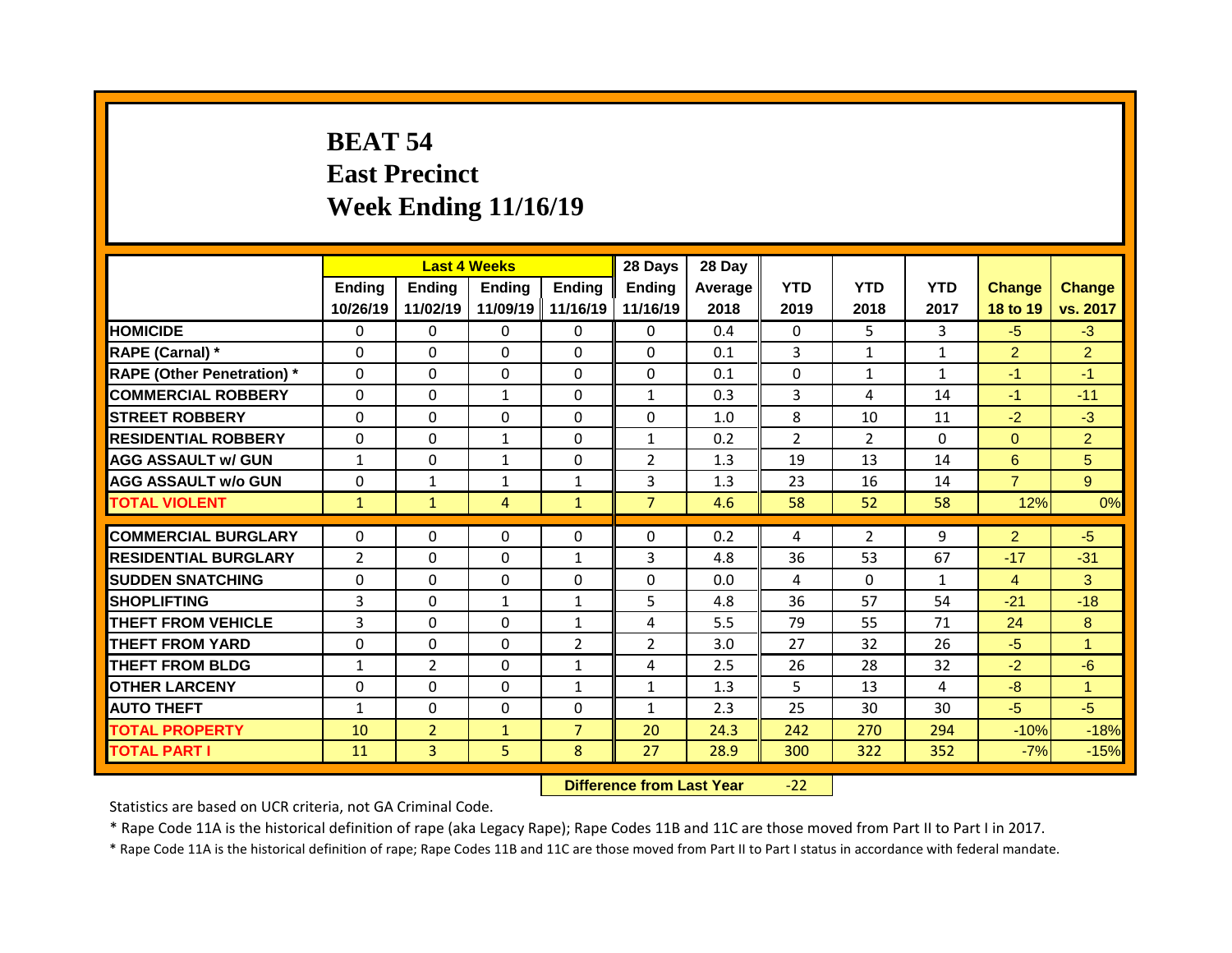# BEAT 54
## East Precinct
## Week Ending 11/16/19

| | Last 4 Weeks | | | | 28 Days | 28 Day | | | | | |
|---|---|---|---|---|---|---|---|---|---|---|---|
| | Ending 10/26/19 | Ending 11/02/19 | Ending 11/09/19 | Ending 11/16/19 | Ending 11/16/19 | Average 2018 | YTD 2019 | YTD 2018 | YTD 2017 | Change 18 to 19 | Change vs. 2017 |
| HOMICIDE | 0 | 0 | 0 | 0 | 0 | 0.4 | 0 | 5 | 3 | -5 | -3 |
| RAPE (Carnal) * | 0 | 0 | 0 | 0 | 0 | 0.1 | 3 | 1 | 1 | 2 | 2 |
| RAPE (Other Penetration) * | 0 | 0 | 0 | 0 | 0 | 0.1 | 0 | 1 | 1 | -1 | -1 |
| COMMERCIAL ROBBERY | 0 | 0 | 1 | 0 | 1 | 0.3 | 3 | 4 | 14 | -1 | -11 |
| STREET ROBBERY | 0 | 0 | 0 | 0 | 0 | 1.0 | 8 | 10 | 11 | -2 | -3 |
| RESIDENTIAL ROBBERY | 0 | 0 | 1 | 0 | 1 | 0.2 | 2 | 2 | 0 | 0 | 2 |
| AGG ASSAULT w/ GUN | 1 | 0 | 1 | 0 | 2 | 1.3 | 19 | 13 | 14 | 6 | 5 |
| AGG ASSAULT w/o GUN | 0 | 1 | 1 | 1 | 3 | 1.3 | 23 | 16 | 14 | 7 | 9 |
| TOTAL VIOLENT | 1 | 1 | 4 | 1 | 7 | 4.6 | 58 | 52 | 58 | 12% | 0% |
| COMMERCIAL BURGLARY | 0 | 0 | 0 | 0 | 0 | 0.2 | 4 | 2 | 9 | 2 | -5 |
| RESIDENTIAL BURGLARY | 2 | 0 | 0 | 1 | 3 | 4.8 | 36 | 53 | 67 | -17 | -31 |
| SUDDEN SNATCHING | 0 | 0 | 0 | 0 | 0 | 0.0 | 4 | 0 | 1 | 4 | 3 |
| SHOPLIFTING | 3 | 0 | 1 | 1 | 5 | 4.8 | 36 | 57 | 54 | -21 | -18 |
| THEFT FROM VEHICLE | 3 | 0 | 0 | 1 | 4 | 5.5 | 79 | 55 | 71 | 24 | 8 |
| THEFT FROM YARD | 0 | 0 | 0 | 2 | 2 | 3.0 | 27 | 32 | 26 | -5 | 1 |
| THEFT FROM BLDG | 1 | 2 | 0 | 1 | 4 | 2.5 | 26 | 28 | 32 | -2 | -6 |
| OTHER LARCENY | 0 | 0 | 0 | 1 | 1 | 1.3 | 5 | 13 | 4 | -8 | 1 |
| AUTO THEFT | 1 | 0 | 0 | 0 | 1 | 2.3 | 25 | 30 | 30 | -5 | -5 |
| TOTAL PROPERTY | 10 | 2 | 1 | 7 | 20 | 24.3 | 242 | 270 | 294 | -10% | -18% |
| TOTAL PART I | 11 | 3 | 5 | 8 | 27 | 28.9 | 300 | 322 | 352 | -7% | -15% |

**Difference from Last Year** -22

Statistics are based on UCR criteria, not GA Criminal Code.

* Rape Code 11A is the historical definition of rape (aka Legacy Rape); Rape Codes 11B and 11C are those moved from Part II to Part I in 2017.

* Rape Code 11A is the historical definition of rape; Rape Codes 11B and 11C are those moved from Part II to Part I status in accordance with federal mandate.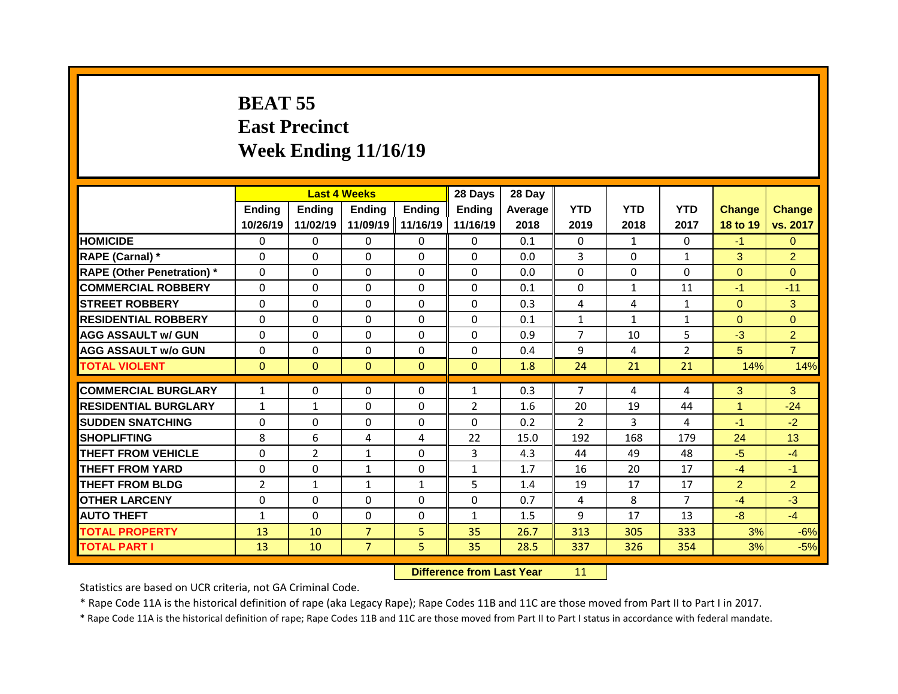# BEAT 55
# East Precinct
# Week Ending 11/16/19

| | Last 4 Weeks | | | | 28 Days | 28 Day | | | | | |
|---|---|---|---|---|---|---|---|---|---|---|---|
| | Ending 10/26/19 | Ending 11/02/19 | Ending 11/09/19 | Ending 11/16/19 | Ending 11/16/19 | Average 2018 | YTD 2019 | YTD 2018 | YTD 2017 | Change 18 to 19 | Change vs. 2017 |
| HOMICIDE | 0 | 0 | 0 | 0 | 0 | 0.1 | 0 | 1 | 0 | -1 | 0 |
| RAPE (Carnal) * | 0 | 0 | 0 | 0 | 0 | 0.0 | 3 | 0 | 1 | 3 | 2 |
| RAPE (Other Penetration) * | 0 | 0 | 0 | 0 | 0 | 0.0 | 0 | 0 | 0 | 0 | 0 |
| COMMERCIAL ROBBERY | 0 | 0 | 0 | 0 | 0 | 0.1 | 0 | 1 | 11 | -1 | -11 |
| STREET ROBBERY | 0 | 0 | 0 | 0 | 0 | 0.3 | 4 | 4 | 1 | 0 | 3 |
| RESIDENTIAL ROBBERY | 0 | 0 | 0 | 0 | 0 | 0.1 | 1 | 1 | 1 | 0 | 0 |
| AGG ASSAULT w/ GUN | 0 | 0 | 0 | 0 | 0 | 0.9 | 7 | 10 | 5 | -3 | 2 |
| AGG ASSAULT w/o GUN | 0 | 0 | 0 | 0 | 0 | 0.4 | 9 | 4 | 2 | 5 | 7 |
| TOTAL VIOLENT | 0 | 0 | 0 | 0 | 0 | 1.8 | 24 | 21 | 21 | 14% | 14% |
| COMMERCIAL BURGLARY | 1 | 0 | 0 | 0 | 1 | 0.3 | 7 | 4 | 4 | 3 | 3 |
| RESIDENTIAL BURGLARY | 1 | 1 | 0 | 0 | 2 | 1.6 | 20 | 19 | 44 | 1 | -24 |
| SUDDEN SNATCHING | 0 | 0 | 0 | 0 | 0 | 0.2 | 2 | 3 | 4 | -1 | -2 |
| SHOPLIFTING | 8 | 6 | 4 | 4 | 22 | 15.0 | 192 | 168 | 179 | 24 | 13 |
| THEFT FROM VEHICLE | 0 | 2 | 1 | 0 | 3 | 4.3 | 44 | 49 | 48 | -5 | -4 |
| THEFT FROM YARD | 0 | 0 | 1 | 0 | 1 | 1.7 | 16 | 20 | 17 | -4 | -1 |
| THEFT FROM BLDG | 2 | 1 | 1 | 1 | 5 | 1.4 | 19 | 17 | 17 | 2 | 2 |
| OTHER LARCENY | 0 | 0 | 0 | 0 | 0 | 0.7 | 4 | 8 | 7 | -4 | -3 |
| AUTO THEFT | 1 | 0 | 0 | 0 | 1 | 1.5 | 9 | 17 | 13 | -8 | -4 |
| TOTAL PROPERTY | 13 | 10 | 7 | 5 | 35 | 26.7 | 313 | 305 | 333 | 3% | -6% |
| TOTAL PART I | 13 | 10 | 7 | 5 | 35 | 28.5 | 337 | 326 | 354 | 3% | -5% |

**Difference from Last Year** 11

Statistics are based on UCR criteria, not GA Criminal Code.

* Rape Code 11A is the historical definition of rape (aka Legacy Rape); Rape Codes 11B and 11C are those moved from Part II to Part I in 2017.

* Rape Code 11A is the historical definition of rape; Rape Codes 11B and 11C are those moved from Part II to Part I status in accordance with federal mandate.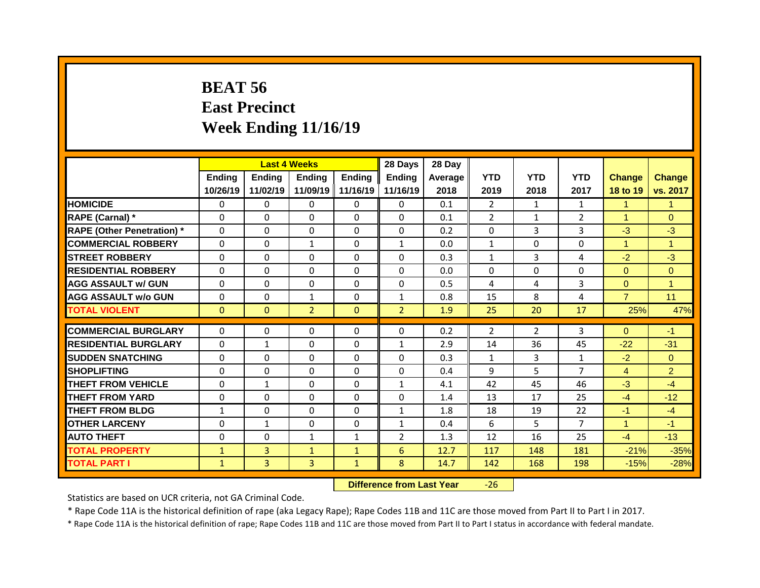# BEAT 56
# East Precinct
# Week Ending 11/16/19

| | Last 4 Weeks | | | | 28 Days | 28 Day | | | | | |
|---|---|---|---|---|---|---|---|---|---|---|---|
| | Ending 10/26/19 | Ending 11/02/19 | Ending 11/09/19 | Ending 11/16/19 | Ending 11/16/19 | Average 2018 | YTD 2019 | YTD 2018 | YTD 2017 | Change 18 to 19 | Change vs. 2017 |
| **HOMICIDE** | 0 | 0 | 0 | 0 | 0 | 0.1 | 2 | 1 | 1 | 1 | 1 |
| **RAPE (Carnal) *** | 0 | 0 | 0 | 0 | 0 | 0.1 | 2 | 1 | 2 | 1 | 0 |
| **RAPE (Other Penetration) *** | 0 | 0 | 0 | 0 | 0 | 0.2 | 0 | 3 | 3 | -3 | -3 |
| **COMMERCIAL ROBBERY** | 0 | 0 | 1 | 0 | 1 | 0.0 | 1 | 0 | 0 | 1 | 1 |
| **STREET ROBBERY** | 0 | 0 | 0 | 0 | 0 | 0.3 | 1 | 3 | 4 | -2 | -3 |
| **RESIDENTIAL ROBBERY** | 0 | 0 | 0 | 0 | 0 | 0.0 | 0 | 0 | 0 | 0 | 0 |
| **AGG ASSAULT w/ GUN** | 0 | 0 | 0 | 0 | 0 | 0.5 | 4 | 4 | 3 | 0 | 1 |
| **AGG ASSAULT w/o GUN** | 0 | 0 | 1 | 0 | 1 | 0.8 | 15 | 8 | 4 | 7 | 11 |
| **TOTAL VIOLENT** | 0 | 0 | 2 | 0 | 2 | 1.9 | 25 | 20 | 17 | 25% | 47% |
| **COMMERCIAL BURGLARY** | 0 | 0 | 0 | 0 | 0 | 0.2 | 2 | 2 | 3 | 0 | -1 |
| **RESIDENTIAL BURGLARY** | 0 | 1 | 0 | 0 | 1 | 2.9 | 14 | 36 | 45 | -22 | -31 |
| **SUDDEN SNATCHING** | 0 | 0 | 0 | 0 | 0 | 0.3 | 1 | 3 | 1 | -2 | 0 |
| **SHOPLIFTING** | 0 | 0 | 0 | 0 | 0 | 0.4 | 9 | 5 | 7 | 4 | 2 |
| **THEFT FROM VEHICLE** | 0 | 1 | 0 | 0 | 1 | 4.1 | 42 | 45 | 46 | -3 | -4 |
| **THEFT FROM YARD** | 0 | 0 | 0 | 0 | 0 | 1.4 | 13 | 17 | 25 | -4 | -12 |
| **THEFT FROM BLDG** | 1 | 0 | 0 | 0 | 1 | 1.8 | 18 | 19 | 22 | -1 | -4 |
| **OTHER LARCENY** | 0 | 1 | 0 | 0 | 1 | 0.4 | 6 | 5 | 7 | 1 | -1 |
| **AUTO THEFT** | 0 | 0 | 1 | 1 | 2 | 1.3 | 12 | 16 | 25 | -4 | -13 |
| **TOTAL PROPERTY** | 1 | 3 | 1 | 1 | 6 | 12.7 | 117 | 148 | 181 | -21% | -35% |
| **TOTAL PART I** | 1 | 3 | 3 | 1 | 8 | 14.7 | 142 | 168 | 198 | -15% | -28% |

**Difference from Last Year** -26

Statistics are based on UCR criteria, not GA Criminal Code.

* Rape Code 11A is the historical definition of rape (aka Legacy Rape); Rape Codes 11B and 11C are those moved from Part II to Part I in 2017.

* Rape Code 11A is the historical definition of rape; Rape Codes 11B and 11C are those moved from Part II to Part I status in accordance with federal mandate.